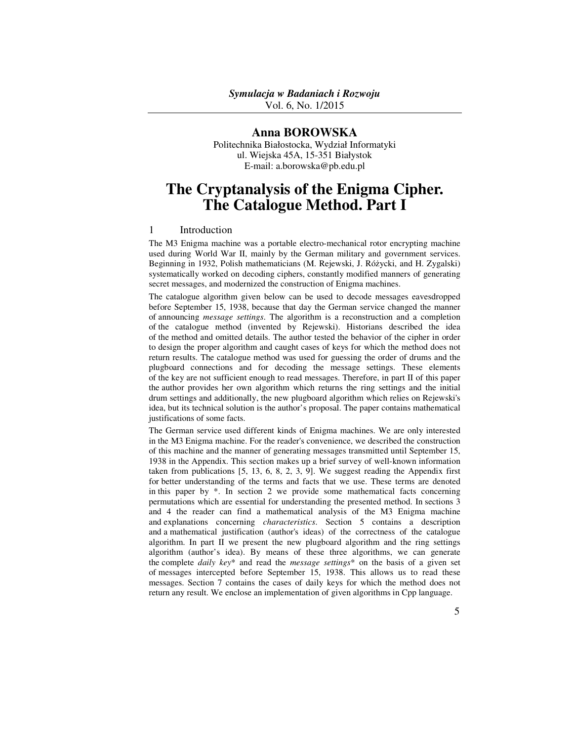**Anna BOROWSKA**

Politechnika Białostocka, Wydział Informatyki
ul. Wiejska 45A, 15-351 Białystok
E-mail: a.borowska@pb.edu.pl

# The Cryptanalysis of the Enigma Cipher. The Catalogue Method. Part I

## 1 Introduction

The M3 Enigma machine was a portable electro-mechanical rotor encrypting machine used during World War II, mainly by the German military and government services. Beginning in 1932, Polish mathematicians (M. Rejewski, J. Różycki, and H. Zygalski) systematically worked on decoding ciphers, constantly modified manners of generating secret messages, and modernized the construction of Enigma machines.

The catalogue algorithm given below can be used to decode messages eavesdropped before September 15, 1938, because that day the German service changed the manner of announcing *message settings*. The algorithm is a reconstruction and a completion of the catalogue method (invented by Rejewski). Historians described the idea of the method and omitted details. The author tested the behavior of the cipher in order to design the proper algorithm and caught cases of keys for which the method does not return results. The catalogue method was used for guessing the order of drums and the plugboard connections and for decoding the message settings. These elements of the key are not sufficient enough to read messages. Therefore, in part II of this paper the author provides her own algorithm which returns the ring settings and the initial drum settings and additionally, the new plugboard algorithm which relies on Rejewski's idea, but its technical solution is the author's proposal. The paper contains mathematical justifications of some facts.

The German service used different kinds of Enigma machines. We are only interested in the M3 Enigma machine. For the reader's convenience, we described the construction of this machine and the manner of generating messages transmitted until September 15, 1938 in the Appendix. This section makes up a brief survey of well-known information taken from publications [5, 13, 6, 8, 2, 3, 9]. We suggest reading the Appendix first for better understanding of the terms and facts that we use. These terms are denoted in this paper by *. In section 2 we provide some mathematical facts concerning permutations which are essential for understanding the presented method. In sections 3 and 4 the reader can find a mathematical analysis of the M3 Enigma machine and explanations concerning *characteristics*. Section 5 contains a description and a mathematical justification (author's ideas) of the correctness of the catalogue algorithm. In part II we present the new plugboard algorithm and the ring settings algorithm (author's idea). By means of these three algorithms, we can generate the complete *daily key** and read the *message settings** on the basis of a given set of messages intercepted before September 15, 1938. This allows us to read these messages. Section 7 contains the cases of daily keys for which the method does not return any result. We enclose an implementation of given algorithms in Cpp language.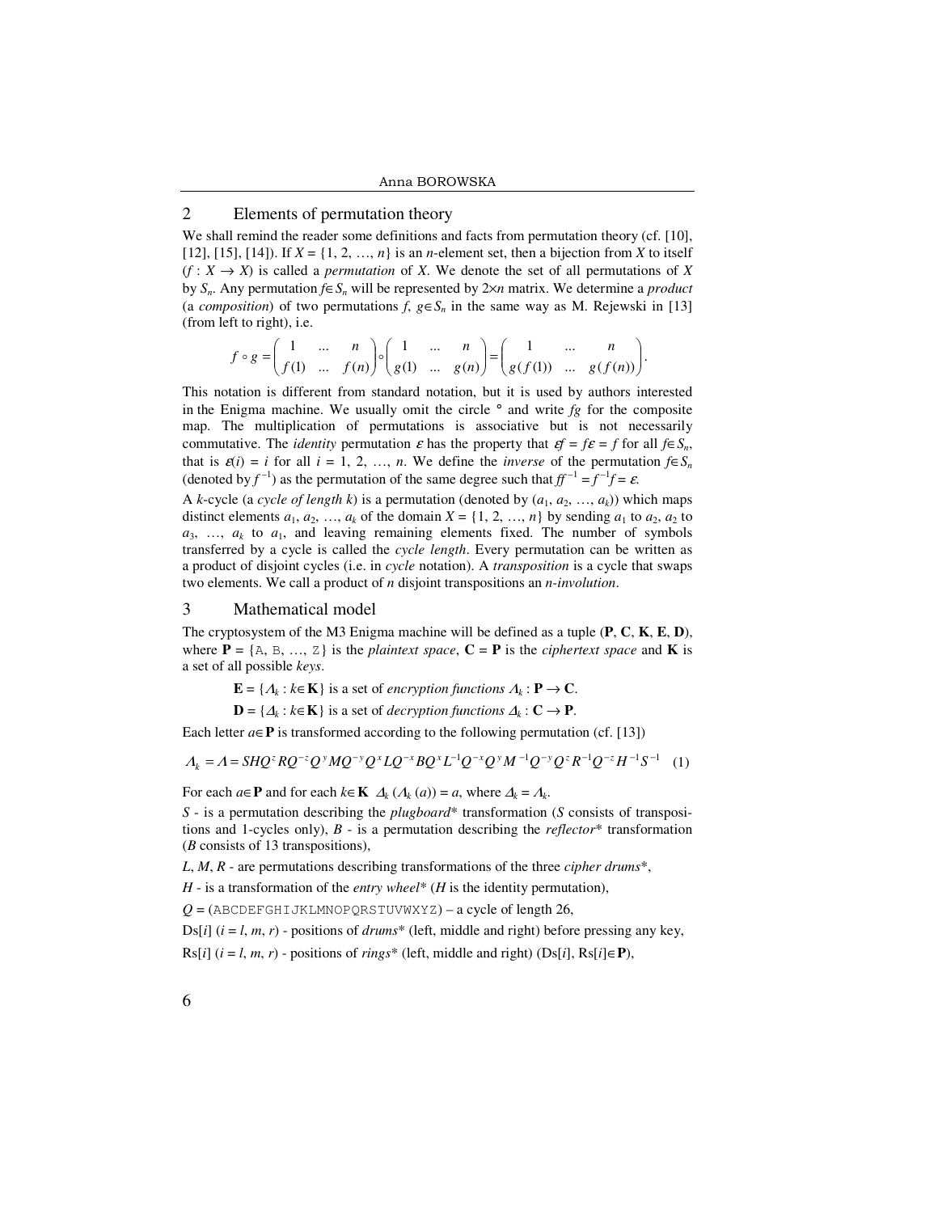## 2 Elements of permutation theory

We shall remind the reader some definitions and facts from permutation theory (cf. [10], [12], [15], [14]). If $X = \{1, 2, \ldots, n\}$ is an *n*-element set, then a bijection from *X* to itself ($f : X \to X$) is called a *permutation* of *X*. We denote the set of all permutations of *X* by $S_n$. Any permutation $f \in S_n$ will be represented by $2 \times n$ matrix. We determine a *product* (a *composition*) of two permutations $f$, $g \in S_n$ in the same way as M. Rejewski in [13] (from left to right), i.e.

$$f \circ g = \begin{pmatrix} 1 & \ldots & n \\ f(1) & \ldots & f(n) \end{pmatrix} \circ \begin{pmatrix} 1 & \ldots & n \\ g(1) & \ldots & g(n) \end{pmatrix} = \begin{pmatrix} 1 & \ldots & n \\ g(f(1)) & \ldots & g(f(n)) \end{pmatrix}.$$

This notation is different from standard notation, but it is used by authors interested in the Enigma machine. We usually omit the circle ° and write *fg* for the composite map. The multiplication of permutations is associative but is not necessarily commutative. The *identity* permutation $\varepsilon$ has the property that $\varepsilon f = f \varepsilon = f$ for all $f \in S_n$, that is $\varepsilon(i) = i$ for all $i = 1, 2, \ldots, n$. We define the *inverse* of the permutation $f \in S_n$ (denoted by $f^{-1}$) as the permutation of the same degree such that $ff^{-1} = f^{-1}f = \varepsilon$.

A *k*-cycle (a *cycle of length k*) is a permutation (denoted by $(a_1, a_2, \ldots, a_k)$) which maps distinct elements $a_1, a_2, \ldots, a_k$ of the domain $X = \{1, 2, \ldots, n\}$ by sending $a_1$ to $a_2$, $a_2$ to $a_3$, …, $a_k$ to $a_1$, and leaving remaining elements fixed. The number of symbols transferred by a cycle is called the *cycle length*. Every permutation can be written as a product of disjoint cycles (i.e. in *cycle* notation). A *transposition* is a cycle that swaps two elements. We call a product of *n* disjoint transpositions an *n-involution*.

## 3 Mathematical model

The cryptosystem of the M3 Enigma machine will be defined as a tuple (**P**, **C**, **K**, **E**, **D**), where **P** = {A, B, …, Z} is the *plaintext space*, **C** = **P** is the *ciphertext space* and **K** is a set of all possible *keys*.

**E** = $\{\Lambda_k : k \in \mathbf{K}\}$ is a set of *encryption functions* $\Lambda_k : \mathbf{P} \to \mathbf{C}$.

**D** = $\{\Delta_k : k \in \mathbf{K}\}$ is a set of *decryption functions* $\Delta_k : \mathbf{C} \to \mathbf{P}$.

Each letter $a \in \mathbf{P}$ is transformed according to the following permutation (cf. [13])

$$\Lambda_k = \Lambda = SHQ^z RQ^{-z} Q^y MQ^{-y} Q^x LQ^{-x} BQ^x L^{-1} Q^{-x} Q^y M^{-1} Q^{-y} Q^z R^{-1} Q^{-z} H^{-1} S^{-1} \quad (1)$$

For each $a \in \mathbf{P}$ and for each $k \in \mathbf{K}$ $\Delta_k(\Lambda_k(a)) = a$, where $\Delta_k = \Lambda_k$.

*S* - is a permutation describing the *plugboard*\* transformation (*S* consists of transpositions and 1-cycles only), *B* - is a permutation describing the *reflector*\* transformation (*B* consists of 13 transpositions),

*L*, *M*, *R* - are permutations describing transformations of the three *cipher drums*\*,

*H* - is a transformation of the *entry wheel*\* (*H* is the identity permutation),

*Q* = (ABCDEFGHIJKLMNOPQRSTUVWXYZ) – a cycle of length 26,

Ds[*i*] (*i* = *l*, *m*, *r*) - positions of *drums*\* (left, middle and right) before pressing any key,

Rs[*i*] (*i* = *l*, *m*, *r*) - positions of *rings*\* (left, middle and right) (Ds[*i*], Rs[*i*] $\in \mathbf{P}$),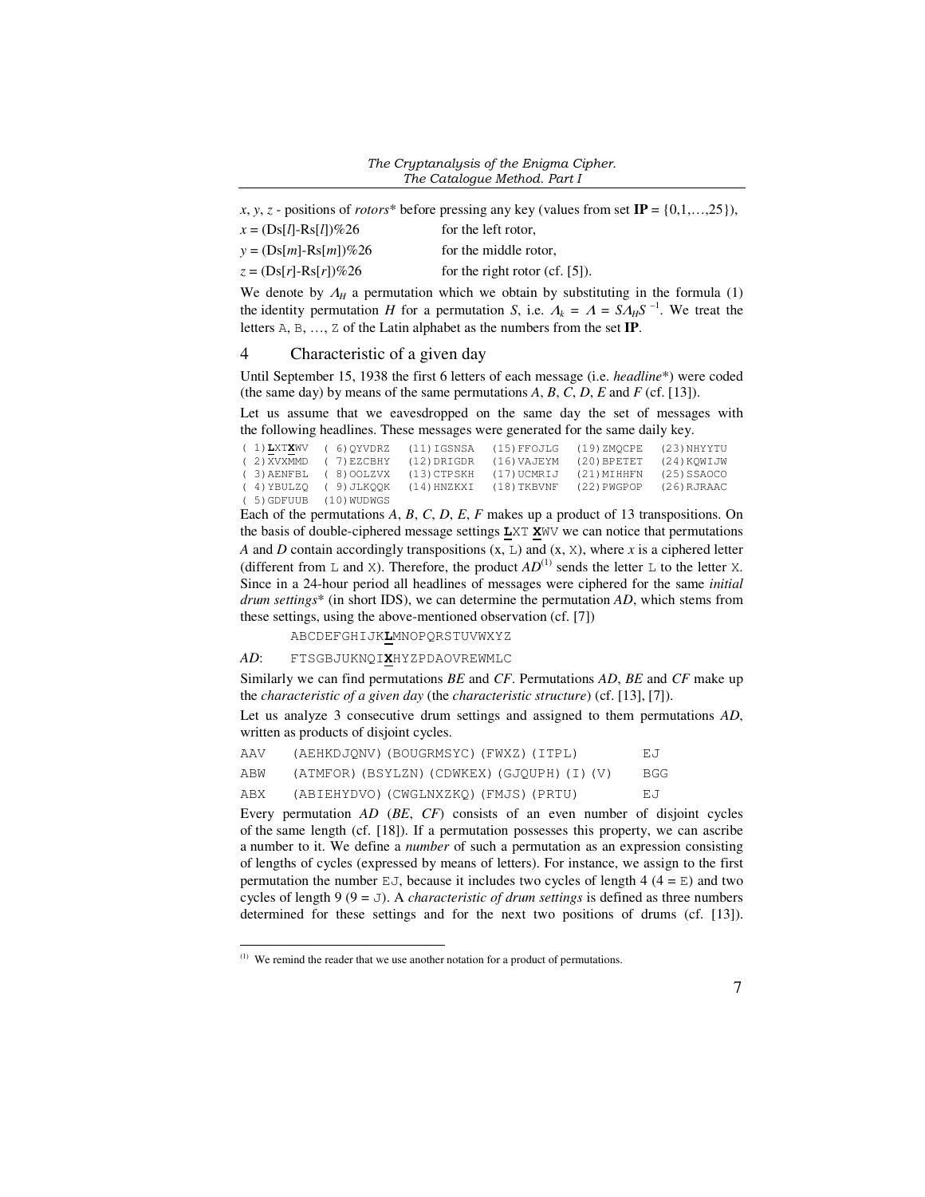$x$, $y$, $z$ - positions of *rotors** before pressing any key (values from set **IP** = {0,1,…,25}),

$x$ = (Ds[$l$]-Rs[$l$])%26 for the left rotor,

$y$ = (Ds[$m$]-Rs[$m$])%26 for the middle rotor,

$z$ = (Ds[$r$]-Rs[$r$])%26 for the right rotor (cf. [5]).

We denote by $\Lambda_H$ a permutation which we obtain by substituting in the formula (1) the identity permutation $H$ for a permutation $S$, i.e. $\Lambda_k = \Lambda = S\Lambda_H S^{-1}$. We treat the letters `A`, `B`, …, `Z` of the Latin alphabet as the numbers from the set **IP**.

## 4 Characteristic of a given day

Until September 15, 1938 the first 6 letters of each message (i.e. *headline**) were coded (the same day) by means of the same permutations $A$, $B$, $C$, $D$, $E$ and $F$ (cf. [13]).

Let us assume that we eavesdropped on the same day the set of messages with the following headlines. These messages were generated for the same daily key.

```
( 1)LXTXWV  ( 6)QYVDRZ  (11)IGSNSA  (15)FFOJLG  (19)ZMQCPE  (23)NHYYTU
( 2)XVXMMD  ( 7)EZCBHY  (12)DRIGDR  (16)VAJEYM  (20)BPETET  (24)KQWIJW
( 3)AENFBL  ( 8)OOLZVX  (13)CTPSKH  (17)UCMRIJ  (21)MIHHFN  (25)SSAOCO
( 4)YBULZQ  ( 9)JLKQQK  (14)HNZKXI  (18)TKBVNF  (22)PWGPOP  (26)RJRAAC
( 5)GDFUUB  (10)WUDWGS
```

Each of the permutations $A$, $B$, $C$, $D$, $E$, $F$ makes up a product of 13 transpositions. On the basis of double-ciphered message settings **`L`**`XT` **`X`**`WV` we can notice that permutations $A$ and $D$ contain accordingly transpositions (x, `L`) and (x, `X`), where $x$ is a ciphered letter (different from `L` and `X`). Therefore, the product $AD$(1) sends the letter `L` to the letter `X`. Since in a 24-hour period all headlines of messages were ciphered for the same *initial drum settings** (in short IDS), we can determine the permutation $AD$, which stems from these settings, using the above-mentioned observation (cf. [7])

```
    ABCDEFGHIJKLMNOPQRSTUVWXYZ
AD: FTSGBJUKNQIXHYZPDAOVREWMLC
```

Similarly we can find permutations $BE$ and $CF$. Permutations $AD$, $BE$ and $CF$ make up the *characteristic of a given day* (the *characteristic structure*) (cf. [13], [7]).

Let us analyze 3 consecutive drum settings and assigned to them permutations $AD$, written as products of disjoint cycles.

```
AAV   (AEHKDJQNV)(BOUGRMSYC)(FWXZ)(ITPL)          EJ
ABW   (ATMFOR)(BSYLZN)(CDWKEX)(GJQUPH)(I)(V)      BGG
ABX   (ABIEHYDVO)(CWGLNXZKQ)(FMJS)(PRTU)          EJ
```

Every permutation $AD$ ($BE$, $CF$) consists of an even number of disjoint cycles of the same length (cf. [18]). If a permutation possesses this property, we can ascribe a number to it. We define a *number* of such a permutation as an expression consisting of lengths of cycles (expressed by means of letters). For instance, we assign to the first permutation the number `EJ`, because it includes two cycles of length 4 (4 = `E`) and two cycles of length 9 (9 = `J`). A *characteristic of drum settings* is defined as three numbers determined for these settings and for the next two positions of drums (cf. [13]).

---

(1) We remind the reader that we use another notation for a product of permutations.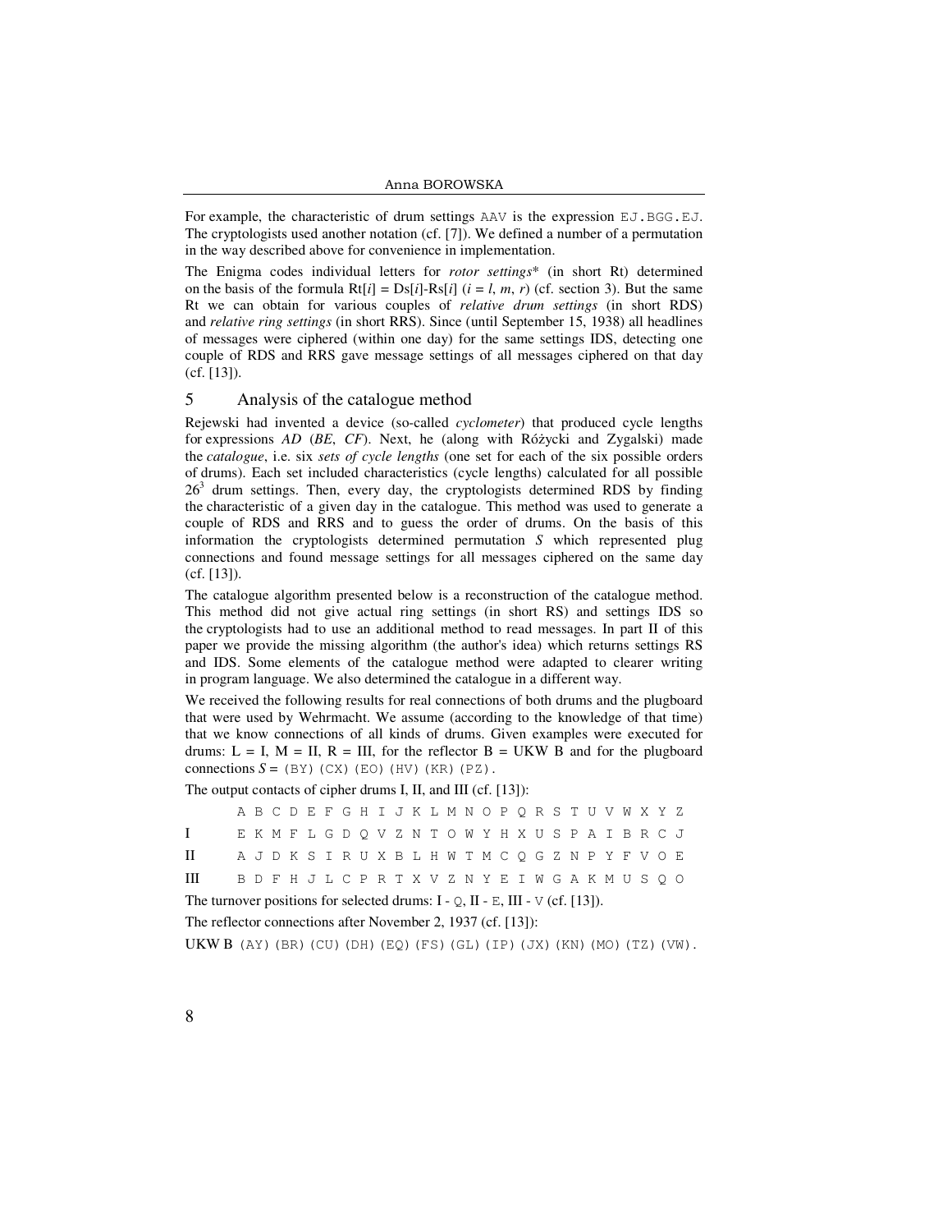For example, the characteristic of drum settings AAV is the expression EJ.BGG.EJ. The cryptologists used another notation (cf. [7]). We defined a number of a permutation in the way described above for convenience in implementation.

The Enigma codes individual letters for *rotor settings*\* (in short Rt) determined on the basis of the formula Rt[*i*] = Ds[*i*]-Rs[*i*] (*i* = *l*, *m*, *r*) (cf. section 3). But the same Rt we can obtain for various couples of *relative drum settings* (in short RDS) and *relative ring settings* (in short RRS). Since (until September 15, 1938) all headlines of messages were ciphered (within one day) for the same settings IDS, detecting one couple of RDS and RRS gave message settings of all messages ciphered on that day (cf. [13]).

## 5 Analysis of the catalogue method

Rejewski had invented a device (so-called *cyclometer*) that produced cycle lengths for expressions *AD* (*BE*, *CF*). Next, he (along with Różycki and Zygalski) made the *catalogue*, i.e. six *sets of cycle lengths* (one set for each of the six possible orders of drums). Each set included characteristics (cycle lengths) calculated for all possible $26^3$ drum settings. Then, every day, the cryptologists determined RDS by finding the characteristic of a given day in the catalogue. This method was used to generate a couple of RDS and RRS and to guess the order of drums. On the basis of this information the cryptologists determined permutation *S* which represented plug connections and found message settings for all messages ciphered on the same day (cf. [13]).

The catalogue algorithm presented below is a reconstruction of the catalogue method. This method did not give actual ring settings (in short RS) and settings IDS so the cryptologists had to use an additional method to read messages. In part II of this paper we provide the missing algorithm (the author's idea) which returns settings RS and IDS. Some elements of the catalogue method were adapted to clearer writing in program language. We also determined the catalogue in a different way.

We received the following results for real connections of both drums and the plugboard that were used by Wehrmacht. We assume (according to the knowledge of that time) that we know connections of all kinds of drums. Given examples were executed for drums: L = I, M = II, R = III, for the reflector B = UKW B and for the plugboard connections *S* = (BY)(CX)(EO)(HV)(KR)(PZ).

The output contacts of cipher drums I, II, and III (cf. [13]):

| | A | B | C | D | E | F | G | H | I | J | K | L | M | N | O | P | Q | R | S | T | U | V | W | X | Y | Z |
|---|---|---|---|---|---|---|---|---|---|---|---|---|---|---|---|---|---|---|---|---|---|---|---|---|---|---|
| I | E | K | M | F | L | G | D | Q | V | Z | N | T | O | W | Y | H | X | U | S | P | A | I | B | R | C | J |
| II | A | J | D | K | S | I | R | U | X | B | L | H | W | T | M | C | Q | G | Z | N | P | Y | F | V | O | E |
| III | B | D | F | H | J | L | C | P | R | T | X | V | Z | N | Y | E | I | W | G | A | K | M | U | S | Q | O |

The turnover positions for selected drums: I - Q, II - E, III - V (cf. [13]).

The reflector connections after November 2, 1937 (cf. [13]):

UKW B (AY)(BR)(CU)(DH)(EQ)(FS)(GL)(IP)(JX)(KN)(MO)(TZ)(VW).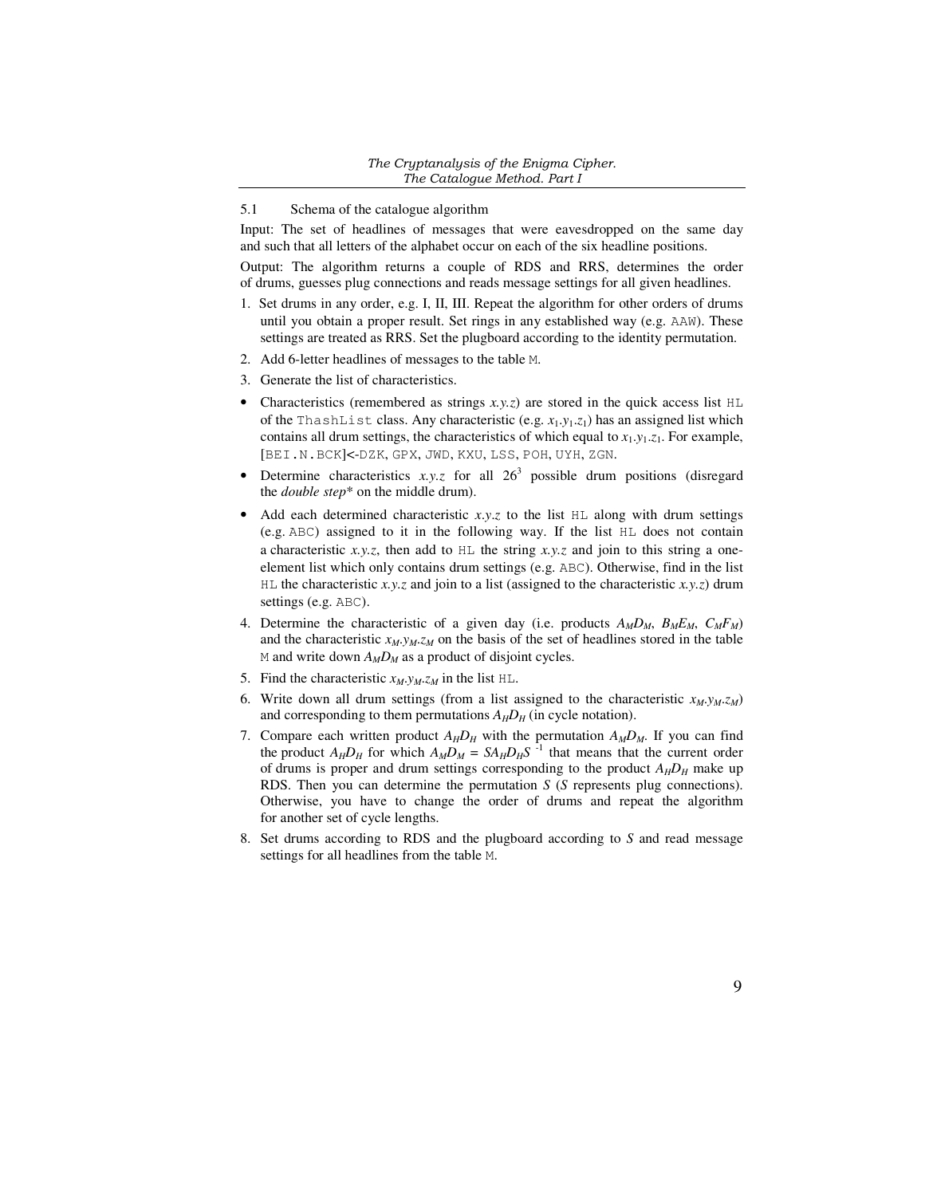## 5.1 Schema of the catalogue algorithm

Input: The set of headlines of messages that were eavesdropped on the same day and such that all letters of the alphabet occur on each of the six headline positions.

Output: The algorithm returns a couple of RDS and RRS, determines the order of drums, guesses plug connections and reads message settings for all given headlines.

1. Set drums in any order, e.g. I, II, III. Repeat the algorithm for other orders of drums until you obtain a proper result. Set rings in any established way (e.g. `AAW`). These settings are treated as RRS. Set the plugboard according to the identity permutation.
2. Add 6-letter headlines of messages to the table `M`.
3. Generate the list of characteristics.

- Characteristics (remembered as strings *x.y.z*) are stored in the quick access list `HL` of the `ThashList` class. Any characteristic (e.g. $x_1.y_1.z_1$) has an assigned list which contains all drum settings, the characteristics of which equal to $x_1.y_1.z_1$. For example, `[BEI.N.BCK]`<-`DZK`, `GPX`, `JWD`, `KXU`, `LSS`, `POH`, `UYH`, `ZGN`.
- Determine characteristics *x.y.z* for all $26^3$ possible drum positions (disregard the *double step** on the middle drum).
- Add each determined characteristic *x.y.z* to the list `HL` along with drum settings (e.g. `ABC`) assigned to it in the following way. If the list `HL` does not contain a characteristic *x.y.z*, then add to `HL` the string *x.y.z* and join to this string a one-element list which only contains drum settings (e.g. `ABC`). Otherwise, find in the list `HL` the characteristic *x.y.z* and join to a list (assigned to the characteristic *x.y.z*) drum settings (e.g. `ABC`).

4. Determine the characteristic of a given day (i.e. products $A_M D_M$, $B_M E_M$, $C_M F_M$) and the characteristic $x_M.y_M.z_M$ on the basis of the set of headlines stored in the table `M` and write down $A_M D_M$ as a product of disjoint cycles.
5. Find the characteristic $x_M.y_M.z_M$ in the list `HL`.
6. Write down all drum settings (from a list assigned to the characteristic $x_M.y_M.z_M$) and corresponding to them permutations $A_H D_H$ (in cycle notation).
7. Compare each written product $A_H D_H$ with the permutation $A_M D_M$. If you can find the product $A_H D_H$ for which $A_M D_M = S A_H D_H S^{-1}$ that means that the current order of drums is proper and drum settings corresponding to the product $A_H D_H$ make up RDS. Then you can determine the permutation $S$ ($S$ represents plug connections). Otherwise, you have to change the order of drums and repeat the algorithm for another set of cycle lengths.
8. Set drums according to RDS and the plugboard according to $S$ and read message settings for all headlines from the table `M`.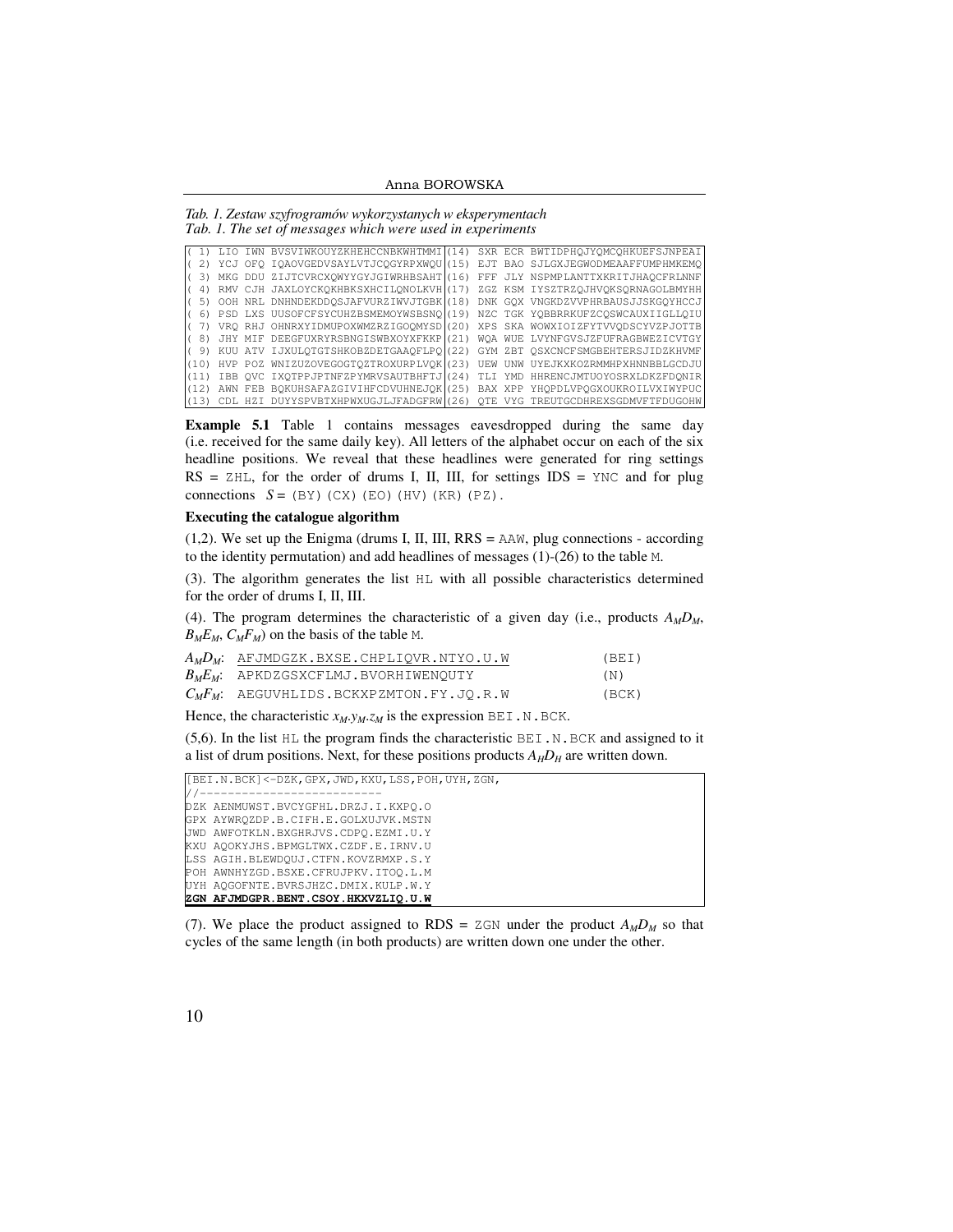*Tab. 1. Zestaw szyfrogramów wykorzystanych w eksperymentach*
*Tab. 1. The set of messages which were used in experiments*

| | | |
|---|---|---|
| ( 1) LIO IWN BVSVIWKOUYZKHEHCCNBKWHTMMI | (14) | SXR ECR BWTIDPHQJYQMCQHKUEFSJNPEAI |
| ( 2) YCJ OFQ IQAOVGEDVSAYLVTJCQGYRPXWQU | (15) | EJT BAO SJLGXJEGWODMEAAFFUMPHMKEMQ |
| ( 3) MKG DDU ZIJTCVRCXQWYYGYJGIWRHBSAHT | (16) | FFF JLY NSPMPLANTTXKRITJHAQCFRLNNF |
| ( 4) RMV CJH JAXLOYCKQKHBKSXHCILQNOLKVH | (17) | ZGZ KSM IYSZTRZQJHVQKSQRNAGOLBMYHH |
| ( 5) OOH NRL DNHNDEKDDQSJAFVURZIWVJTGBK | (18) | DNK GQX VNGKDZVVPHRBAUSJJSKGQYHCCJ |
| ( 6) PSD LXS UUSOFCFSYCUHZBSMEMOYWSBSNQ | (19) | NZC TGK YQBBRRKUFZCQSWCAUXIIGLLQIU |
| ( 7) VRQ RHJ OHNRXYIDMUPOXWMZRZIGOQMYSD | (20) | XPS SKA WOWXIOIZFYTVVQDSCYVZPJOTTB |
| ( 8) JHY MIF DEEGFUXRYRSBNGISWBXOYXFKKP | (21) | WQA WUE LVYNFGVSJZFUFRAGBWEZICVTGY |
| ( 9) KUU ATV IJXULQTGTSHKOBZDETGAAQFLPQ | (22) | GYM ZBT QSXCNCFSMGBEHTERSJIDZKHVMF |
| (10) HVP POZ WNIZUZOVEGOGTQZTROXURPLVQK | (23) | UEW UNW UYEJKXKOZRMMHPXHNNBBLGCDJU |
| (11) IBB QVC IXQTPPJPTNFZPYMRVSAUTBHFTJ | (24) | TLI YMD HHRENCJMTUOYOSRXLDKZFDQNIR |
| (12) AWN FEB BQKUHSAFAZGIVIHFCDVUHNEJQK | (25) | BAX XPP YHQPDLVPQGXOUKROILVXIWYPUC |
| (13) CDL HZI DUYYSPVBTXHPWXUGJLJFADGFRW | (26) | QTE VYG TREUTGCDHREXSGDMVFTFDUGOHW |

**Example 5.1** Table 1 contains messages eavesdropped during the same day (i.e. received for the same daily key). All letters of the alphabet occur on each of the six headline positions. We reveal that these headlines were generated for ring settings RS = ZHL, for the order of drums I, II, III, for settings IDS = YNC and for plug connections $S$ = (BY)(CX)(EO)(HV)(KR)(PZ).

**Executing the catalogue algorithm**

(1,2). We set up the Enigma (drums I, II, III, RRS = AAW, plug connections - according to the identity permutation) and add headlines of messages (1)-(26) to the table M.

(3). The algorithm generates the list HL with all possible characteristics determined for the order of drums I, II, III.

(4). The program determines the characteristic of a given day (i.e., products $A_M D_M$, $B_M E_M$, $C_M F_M$) on the basis of the table M.

```
AMDM: AFJMDGZK.BXSE.CHPLIQVR.NTYO.U.W     (BEI)
BMEM: APKDZGSXCFLMJ.BVORHIWENQUTY         (N)
CMFM: AEGUVHLIDS.BCKXPZMTON.FY.JQ.R.W     (BCK)
```

Hence, the characteristic $x_M.y_M.z_M$ is the expression BEI.N.BCK.

(5,6). In the list HL the program finds the characteristic BEI.N.BCK and assigned to it a list of drum positions. Next, for these positions products $A_H D_H$ are written down.

```
[BEI.N.BCK]<-DZK,GPX,JWD,KXU,LSS,POH,UYH,ZGN,
//--------------------------
DZK AENMUWST.BVCYGFHL.DRZJ.I.KXPQ.O
GPX AYWRQZDP.B.CIFH.E.GOLXUJVK.MSTN
JWD AWFOTKLN.BXGHRJVS.CDPQ.EZMI.U.Y
KXU AQOKYJHS.BPMGLTWX.CZDF.E.IRNV.U
LSS AGIH.BLEWDQUJ.CTFN.KOVZRMXP.S.Y
POH AWNHYZGD.BSXE.CFRUJPKV.ITOQ.L.M
UYH AQGOFNTE.BVRSJHZC.DMIX.KULP.W.Y
ZGN AFJMDGPR.BENT.CSOY.HKXVZLIQ.U.W
```

(7). We place the product assigned to RDS = ZGN under the product $A_M D_M$ so that cycles of the same length (in both products) are written down one under the other.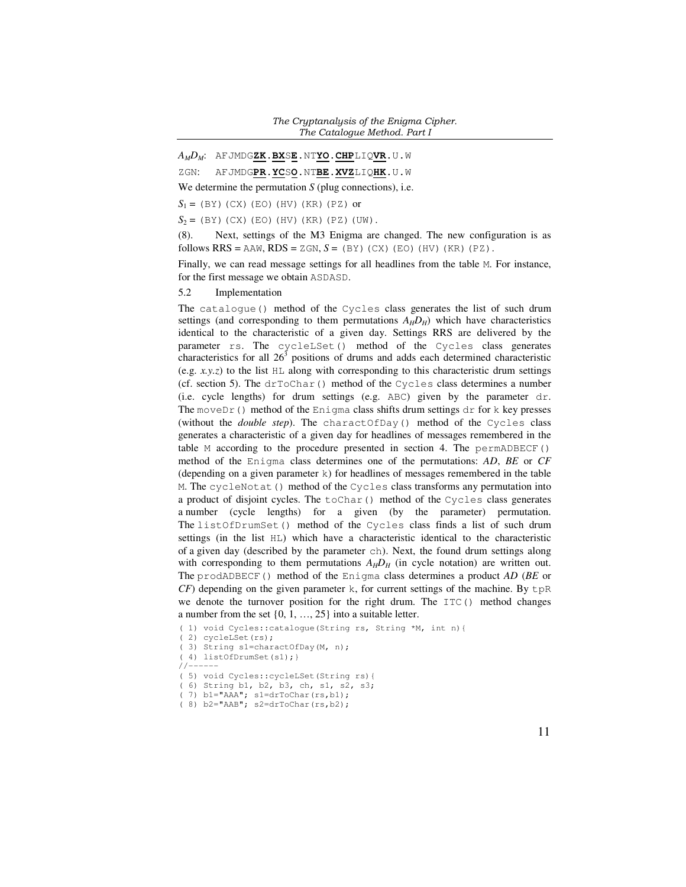$A_M D_M$: `AFJMDG`**`ZK`**`.`**`BX`**`S`**`E`**`.NT`**`YO`**`.`**`CHP`**`LIQ`**`VR`**`.U.W`

`ZGN`: `AFJMDG`**`PR`**`.`**`YC`**`S`**`O`**`.NT`**`BE`**`.`**`XVZ`**`LIQ`**`HK`**`.U.W`

We determine the permutation $S$ (plug connections), i.e.

$S_1$ = `(BY)(CX)(EO)(HV)(KR)(PZ)` or

$S_2$ = `(BY)(CX)(EO)(HV)(KR)(PZ)(UW)`.

(8). Next, settings of the M3 Enigma are changed. The new configuration is as follows RRS = `AAW`, RDS = `ZGN`, $S$ = `(BY)(CX)(EO)(HV)(KR)(PZ)`.

Finally, we can read message settings for all headlines from the table `M`. For instance, for the first message we obtain `ASDASD`.

### 5.2 Implementation

The `catalogue()` method of the `Cycles` class generates the list of such drum settings (and corresponding to them permutations $A_H D_H$) which have characteristics identical to the characteristic of a given day. Settings RRS are delivered by the parameter `rs`. The `cycleLSet()` method of the `Cycles` class generates characteristics for all $26^3$ positions of drums and adds each determined characteristic (e.g. *x.y.z*) to the list `HL` along with corresponding to this characteristic drum settings (cf. section 5). The `drToChar()` method of the `Cycles` class determines a number (i.e. cycle lengths) for drum settings (e.g. `ABC`) given by the parameter `dr`. The `moveDr()` method of the `Enigma` class shifts drum settings `dr` for `k` key presses (without the *double step*). The `charactOfDay()` method of the `Cycles` class generates a characteristic of a given day for headlines of messages remembered in the table `M` according to the procedure presented in section 4. The `permADBECF()` method of the `Enigma` class determines one of the permutations: $AD$, $BE$ or $CF$ (depending on a given parameter `k`) for headlines of messages remembered in the table `M`. The `cycleNotat()` method of the `Cycles` class transforms any permutation into a product of disjoint cycles. The `toChar()` method of the `Cycles` class generates a number (cycle lengths) for a given (by the parameter) permutation. The `listOfDrumSet()` method of the `Cycles` class finds a list of such drum settings (in the list `HL`) which have a characteristic identical to the characteristic of a given day (described by the parameter `ch`). Next, the found drum settings along with corresponding to them permutations $A_H D_H$ (in cycle notation) are written out. The `prodADBECF()` method of the `Enigma` class determines a product $AD$ ($BE$ or $CF$) depending on the given parameter `k`, for current settings of the machine. By `tpR` we denote the turnover position for the right drum. The `ITC()` method changes a number from the set {0, 1, …, 25} into a suitable letter.

```
( 1) void Cycles::catalogue(String rs, String *M, int n){
( 2) cycleLSet(rs);
( 3) String s1=charactOfDay(M, n);
( 4) listOfDrumSet(s1);}
//------
( 5) void Cycles::cycleLSet(String rs){
( 6) String b1, b2, b3, ch, s1, s2, s3;
( 7) b1="AAA"; s1=drToChar(rs,b1);
( 8) b2="AAB"; s2=drToChar(rs,b2);
```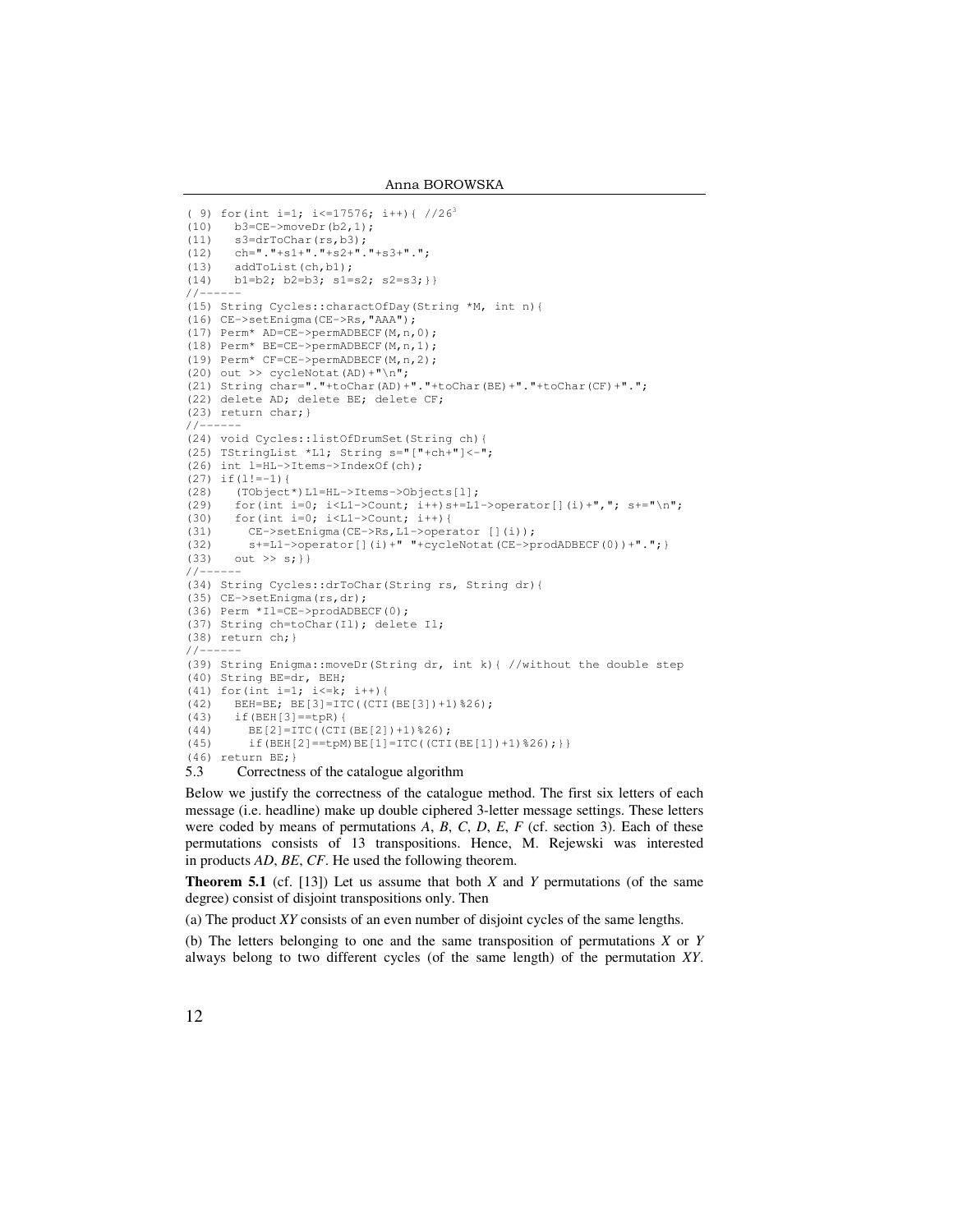```
( 9) for(int i=1; i<=17576; i++){ //26^3
(10)   b3=CE->moveDr(b2,1);
(11)   s3=drToChar(rs,b3);
(12)   ch="."+s1+"."+s2+"."+s3+".";
(13)   addToList(ch,b1);
(14)   b1=b2; b2=b3; s1=s2; s2=s3;}}
//------
(15) String Cycles::charactOfDay(String *M, int n){
(16) CE->setEnigma(CE->Rs,"AAA");
(17) Perm* AD=CE->permADBECF(M,n,0);
(18) Perm* BE=CE->permADBECF(M,n,1);
(19) Perm* CF=CE->permADBECF(M,n,2);
(20) out >> cycleNotat(AD)+"\n";
(21) String char="."+toChar(AD)+"."+toChar(BE)+"."+toChar(CF)+".";
(22) delete AD; delete BE; delete CF;
(23) return char;}
//------
(24) void Cycles::listOfDrumSet(String ch){
(25) TStringList *L1; String s="["+ch+"]<-";
(26) int l=HL->Items->IndexOf(ch);
(27) if(l!=-1){
(28)   (TObject*)L1=HL->Items->Objects[l];
(29)   for(int i=0; i<L1->Count; i++)s+=L1->operator[](i)+","; s+="\n";
(30)   for(int i=0; i<L1->Count; i++){
(31)     CE->setEnigma(CE->Rs,L1->operator [](i));
(32)     s+=L1->operator[](i)+" "+cycleNotat(CE->prodADBECF(0))+".";}
(33)   out >> s;}}
//------
(34) String Cycles::drToChar(String rs, String dr){
(35) CE->setEnigma(rs,dr);
(36) Perm *Il=CE->prodADBECF(0);
(37) String ch=toChar(Il); delete Il;
(38) return ch;}
//------
(39) String Enigma::moveDr(String dr, int k){ //without the double step
(40) String BE=dr, BEH;
(41) for(int i=1; i<=k; i++){
(42)   BEH=BE; BE[3]=ITC((CTI(BE[3])+1)%26);
(43)   if(BEH[3]==tpR){
(44)     BE[2]=ITC((CTI(BE[2])+1)%26);
(45)     if(BEH[2]==tpM)BE[1]=ITC((CTI(BE[1])+1)%26);}}
(46) return BE;}
```

## 5.3 Correctness of the catalogue algorithm

Below we justify the correctness of the catalogue method. The first six letters of each message (i.e. headline) make up double ciphered 3-letter message settings. These letters were coded by means of permutations $A$, $B$, $C$, $D$, $E$, $F$ (cf. section 3). Each of these permutations consists of 13 transpositions. Hence, M. Rejewski was interested in products $AD$, $BE$, $CF$. He used the following theorem.

**Theorem 5.1** (cf. [13]) Let us assume that both $X$ and $Y$ permutations (of the same degree) consist of disjoint transpositions only. Then

(a) The product $XY$ consists of an even number of disjoint cycles of the same lengths.

(b) The letters belonging to one and the same transposition of permutations $X$ or $Y$ always belong to two different cycles (of the same length) of the permutation $XY$.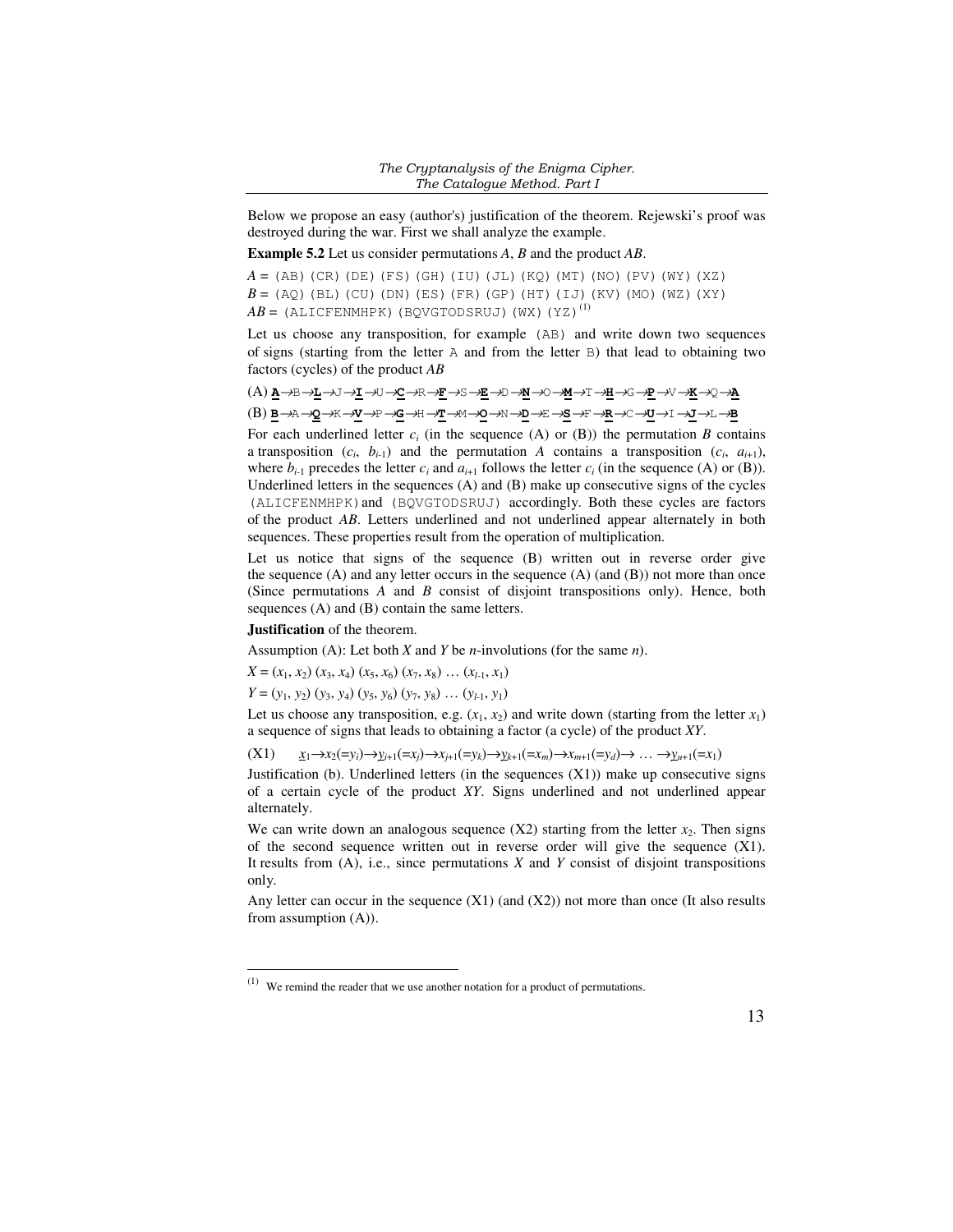Below we propose an easy (author's) justification of the theorem. Rejewski's proof was destroyed during the war. First we shall analyze the example.

**Example 5.2** Let us consider permutations $A$, $B$ and the product $AB$.

$A$ = `(AB)(CR)(DE)(FS)(GH)(IU)(JL)(KQ)(MT)(NO)(PV)(WY)(XZ)`
$B$ = `(AQ)(BL)(CU)(DN)(ES)(FR)(GP)(HT)(IJ)(KV)(MO)(WZ)(XY)`
$AB$ = `(ALICFENMHPK)(BQVGTODSRUJ)(WX)(YZ)`[1]

Let us choose any transposition, for example `(AB)` and write down two sequences of signs (starting from the letter `A` and from the letter `B`) that lead to obtaining two factors (cycles) of the product $AB$

(A) **A**→B→**L**→J→**I**→U→**C**→R→**F**→S→**E**→D→**N**→O→**M**→T→**H**→G→**P**→V→**K**→Q→**A**

(B) **B**→A→**Q**→K→**V**→P→**G**→H→**T**→M→**O**→N→**D**→E→**S**→F→**R**→C→**U**→I→**J**→L→**B**

For each underlined letter $c_i$ (in the sequence (A) or (B)) the permutation $B$ contains a transposition ($c_i$, $b_{i-1}$) and the permutation $A$ contains a transposition ($c_i$, $a_{i+1}$), where $b_{i-1}$ precedes the letter $c_i$ and $a_{i+1}$ follows the letter $c_i$ (in the sequence (A) or (B)). Underlined letters in the sequences (A) and (B) make up consecutive signs of the cycles `(ALICFENMHPK)` and `(BQVGTODSRUJ)` accordingly. Both these cycles are factors of the product $AB$. Letters underlined and not underlined appear alternately in both sequences. These properties result from the operation of multiplication.

Let us notice that signs of the sequence (B) written out in reverse order give the sequence (A) and any letter occurs in the sequence (A) (and (B)) not more than once (Since permutations $A$ and $B$ consist of disjoint transpositions only). Hence, both sequences (A) and (B) contain the same letters.

**Justification** of the theorem.

Assumption (A): Let both $X$ and $Y$ be $n$-involutions (for the same $n$).

$X = (x_1, x_2)\,(x_3, x_4)\,(x_5, x_6)\,(x_7, x_8)\,\ldots\,(x_{l-1}, x_1)$

$Y = (y_1, y_2)\,(y_3, y_4)\,(y_5, y_6)\,(y_7, y_8)\,\ldots\,(y_{l-1}, y_1)$

Let us choose any transposition, e.g. $(x_1, x_2)$ and write down (starting from the letter $x_1$) a sequence of signs that leads to obtaining a factor (a cycle) of the product $XY$.

(X1) $\quad \underline{x}_1 \rightarrow x_2(=y_i) \rightarrow \underline{y}_{i+1}(=x_j) \rightarrow x_{j+1}(=y_k) \rightarrow \underline{y}_{k+1}(=x_m) \rightarrow x_{m+1}(=y_d) \rightarrow \ldots \rightarrow \underline{y}_{u+1}(=x_1)$

Justification (b). Underlined letters (in the sequences (X1)) make up consecutive signs of a certain cycle of the product $XY$. Signs underlined and not underlined appear alternately.

We can write down an analogous sequence (X2) starting from the letter $x_2$. Then signs of the second sequence written out in reverse order will give the sequence (X1). It results from (A), i.e., since permutations $X$ and $Y$ consist of disjoint transpositions only.

Any letter can occur in the sequence (X1) (and (X2)) not more than once (It also results from assumption (A)).

---

[1] We remind the reader that we use another notation for a product of permutations.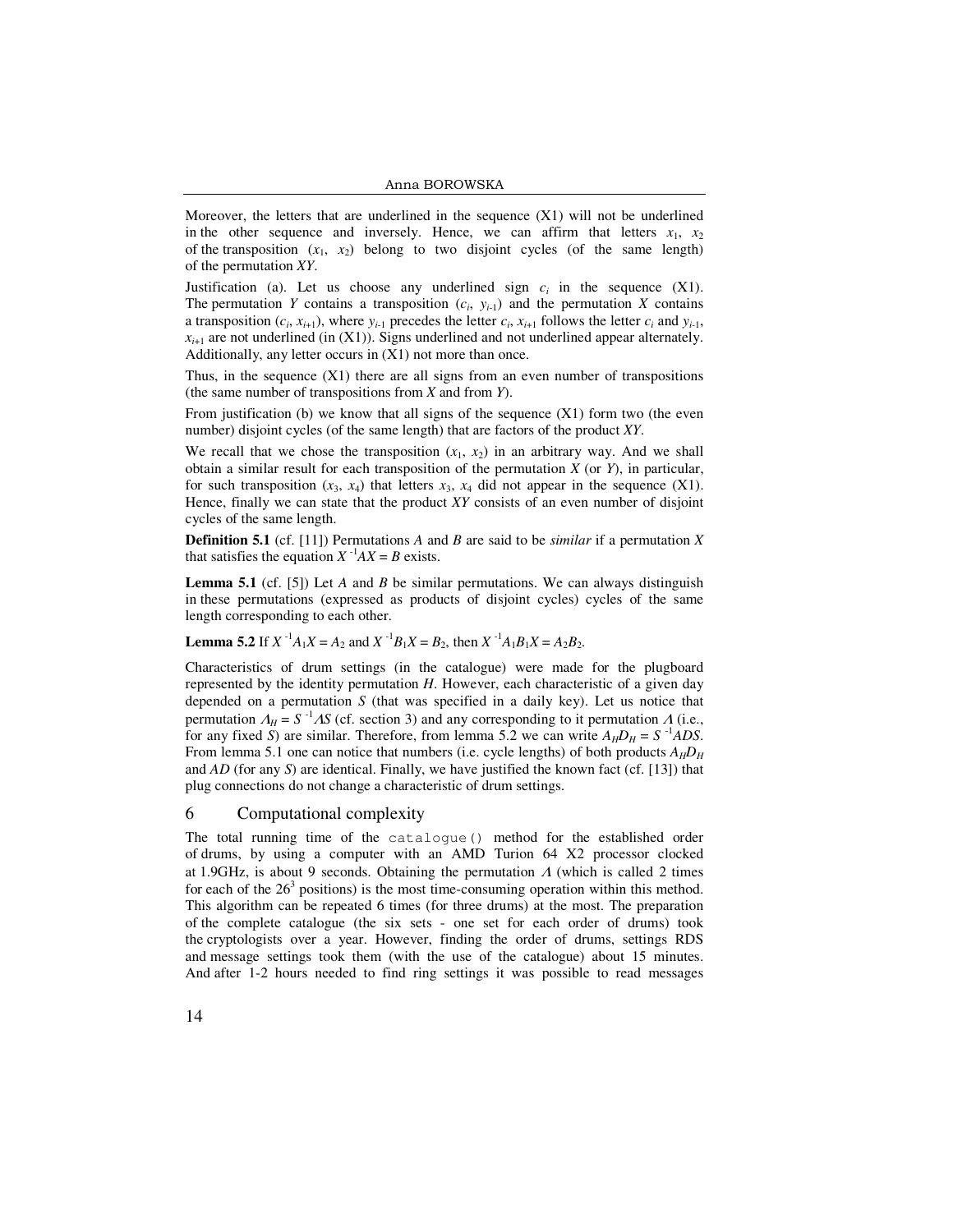Moreover, the letters that are underlined in the sequence (X1) will not be underlined in the other sequence and inversely. Hence, we can affirm that letters $x_1$, $x_2$ of the transposition $(x_1, x_2)$ belong to two disjoint cycles (of the same length) of the permutation $XY$.

Justification (a). Let us choose any underlined sign $c_i$ in the sequence (X1). The permutation $Y$ contains a transposition $(c_i, y_{i-1})$ and the permutation $X$ contains a transposition $(c_i, x_{i+1})$, where $y_{i-1}$ precedes the letter $c_i$, $x_{i+1}$ follows the letter $c_i$ and $y_{i-1}$, $x_{i+1}$ are not underlined (in (X1)). Signs underlined and not underlined appear alternately. Additionally, any letter occurs in (X1) not more than once.

Thus, in the sequence (X1) there are all signs from an even number of transpositions (the same number of transpositions from $X$ and from $Y$).

From justification (b) we know that all signs of the sequence (X1) form two (the even number) disjoint cycles (of the same length) that are factors of the product $XY$.

We recall that we chose the transposition $(x_1, x_2)$ in an arbitrary way. And we shall obtain a similar result for each transposition of the permutation $X$ (or $Y$), in particular, for such transposition $(x_3, x_4)$ that letters $x_3$, $x_4$ did not appear in the sequence (X1). Hence, finally we can state that the product $XY$ consists of an even number of disjoint cycles of the same length.

**Definition 5.1** (cf. [11]) Permutations $A$ and $B$ are said to be *similar* if a permutation $X$ that satisfies the equation $X^{-1}AX = B$ exists.

**Lemma 5.1** (cf. [5]) Let $A$ and $B$ be similar permutations. We can always distinguish in these permutations (expressed as products of disjoint cycles) cycles of the same length corresponding to each other.

**Lemma 5.2** If $X^{-1}A_1X = A_2$ and $X^{-1}B_1X = B_2$, then $X^{-1}A_1B_1X = A_2B_2$.

Characteristics of drum settings (in the catalogue) were made for the plugboard represented by the identity permutation $H$. However, each characteristic of a given day depended on a permutation $S$ (that was specified in a daily key). Let us notice that permutation $\Lambda_H = S^{-1}\Lambda S$ (cf. section 3) and any corresponding to it permutation $\Lambda$ (i.e., for any fixed $S$) are similar. Therefore, from lemma 5.2 we can write $A_HD_H = S^{-1}ADS$. From lemma 5.1 one can notice that numbers (i.e. cycle lengths) of both products $A_HD_H$ and $AD$ (for any $S$) are identical. Finally, we have justified the known fact (cf. [13]) that plug connections do not change a characteristic of drum settings.

## 6 Computational complexity

The total running time of the `catalogue()` method for the established order of drums, by using a computer with an AMD Turion 64 X2 processor clocked at 1.9GHz, is about 9 seconds. Obtaining the permutation $\Lambda$ (which is called 2 times for each of the $26^3$ positions) is the most time-consuming operation within this method. This algorithm can be repeated 6 times (for three drums) at the most. The preparation of the complete catalogue (the six sets - one set for each order of drums) took the cryptologists over a year. However, finding the order of drums, settings RDS and message settings took them (with the use of the catalogue) about 15 minutes. And after 1-2 hours needed to find ring settings it was possible to read messages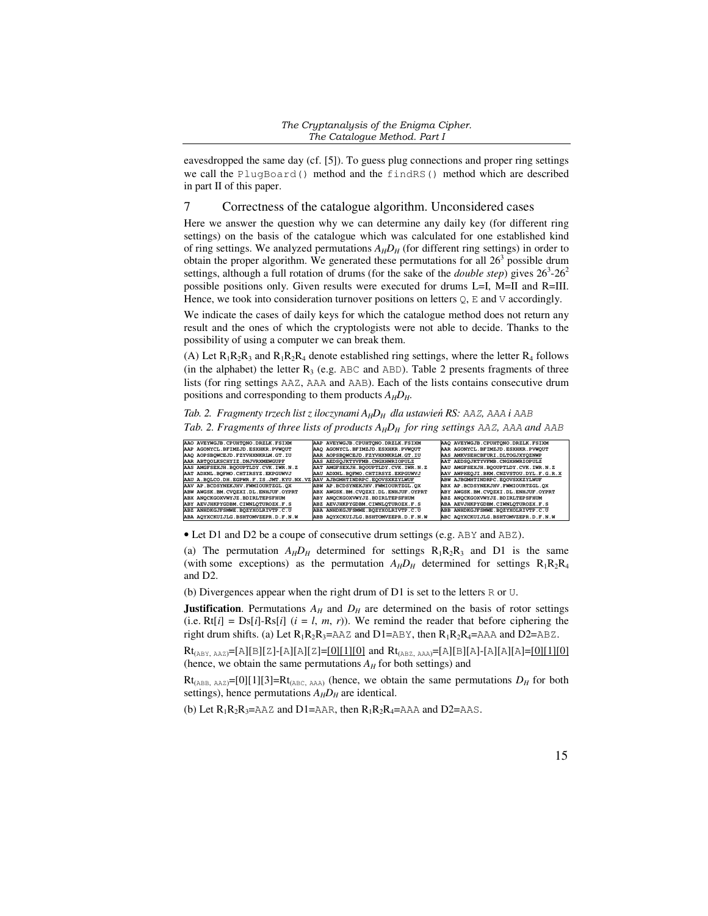eavesdropped the same day (cf. [5]). To guess plug connections and proper ring settings we call the `PlugBoard()` method and the `findRS()` method which are described in part II of this paper.

## 7 Correctness of the catalogue algorithm. Unconsidered cases

Here we answer the question why we can determine any daily key (for different ring settings) on the basis of the catalogue which was calculated for one established kind of ring settings. We analyzed permutations $A_H D_H$ (for different ring settings) in order to obtain the proper algorithm. We generated these permutations for all $26^3$ possible drum settings, although a full rotation of drums (for the sake of the *double step*) gives $26^3$-$26^2$ possible positions only. Given results were executed for drums L=I, M=II and R=III. Hence, we took into consideration turnover positions on letters Q, E and V accordingly.

We indicate the cases of daily keys for which the catalogue method does not return any result and the ones of which the cryptologists were not able to decide. Thanks to the possibility of using a computer we can break them.

(A) Let $R_1R_2R_3$ and $R_1R_2R_4$ denote established ring settings, where the letter $R_4$ follows (in the alphabet) the letter $R_3$ (e.g. ABC and ABD). Table 2 presents fragments of three lists (for ring settings AAZ, AAA and AAB). Each of the lists contains consecutive drum positions and corresponding to them products $A_H D_H$.

*Tab. 2. Fragmenty trzech list z iloczynami $A_H D_H$ dla ustawień RS: AAZ, AAA i AAB*
*Tab. 2. Fragments of three lists of products $A_H D_H$ for ring settings AAZ, AAA and AAB*

| AAZ | AAA | AAB |
|---|---|---|
| AAO AVEYWGJB.CPUHTQNO.DRZLK.FSIXM | AAP AVEYWGJB.CPUHTQNO.DRZLK.FSIXM | AAQ AVEYWGJB.CPUHTQNO.DRZLK.FSIXM |
| AAP AGONYCL.BFIMZJD.ESXHKR.PVWQUT | AAQ AGONYCL.BFIMZJD.ESXHKR.PVWQUT | AAR AGONYCL.BFIMZJD.ESXHKR.PVWQUT |
| AAQ AOPSBQWCEJD.FZYVHXNKRLM.GT.IU | AAR AOPSBQWCEJD.FZYVHXNKRLM.GT.IU | AAS AMKVSEHCBFURI.DLTOGJXYQZNWP |
| AAR ABTQOLKSCHYIZ.DNJVRXMEWGUPF | AAS AEDSQJKTYVFMB.CNGXHWRIOPULZ | AAT AEDSQJKTYVFMB.CNGXHWRIOPULZ |
| AAS AMGFSEXJH.BQOUPTLDY.CVK.IWR.N.Z | AAT AMGFSEXJH.BQOUPTLDY.CVK.IWR.N.Z | AAU AMGFSEXJH.BQOUPTLDY.CVK.IWR.N.Z |
| AAT ADXNL.BQFMO.CHTIRSYZ.EKPGUWVJ | AAU ADXNL.BQFMO.CHTIRSYZ.EKPGUWVJ | AAV AWPHEQJI.BKM.CNZVSTOU.DYL.F.G.R.X |
| AAU A.BQLCO.DH.EGPWR.F.IS.JMT.KYU.NX.VZ | AAV AJBGMHTINDRPC.EQOVSXKZYLWUF | ABW AJBGMHTINDRPC.EQOVSXKZYLWUF |
| AAV AP.BCDSYNEKJHV.FWMIOURTZGL.QX | ABW AP.BCDSYNEKJHV.FWMIOURTZGL.QX | ABX AP.BCDSYNEKJHV.FWMIOURTZGL.QX |
| ABW AWGSK.BM.CVQZXI.DL.ENHJUF.OYPRT | ABX AWGSK.BM.CVQZXI.DL.ENHJUF.OYPRT | ABY AWGSK.BM.CVQZXI.DL.ENHJUF.OYPRT |
| ABX ANQCKGOXVWYJZ.BDIRLTEPSFHUM | ABY ANQCKGOXVWYJZ.BDIRLTEPSFHUM | ABZ ANQCKGOXVWYJZ.BDIRLTEPSFHUM |
| ABY AEVJHKPYGDBM.CIWNLQTUROZX.F.S | ABZ AEVJHKPYGDBM.CIWNLQTUROZX.F.S | ABA AEVJHKPYGDBM.CIWNLQTUROZX.F.S |
| ABZ ANHDKGJFSMWE.BQZYXOLRIVTP.C.U | ABA ANHDKGJFSMWE.BQZYXOLRIVTP.C.U | ABB ANHDKGJFSMWE.BQZYXOLRIVTP.C.U |
| ABA AQYXCKUIJLG.BSHTOMVZEPR.D.F.N.W | ABB AQYXCKUIJLG.BSHTOMVZEPR.D.F.N.W | ABC AQYXCKUIJLG.BSHTOMVZEPR.D.F.N.W |

• Let D1 and D2 be a coupe of consecutive drum settings (e.g. ABY and ABZ).

(a) The permutation $A_H D_H$ determined for settings $R_1R_2R_3$ and D1 is the same (with some exceptions) as the permutation $A_H D_H$ determined for settings $R_1R_2R_4$ and D2.

(b) Divergences appear when the right drum of D1 is set to the letters R or U.

**Justification**. Permutations $A_H$ and $D_H$ are determined on the basis of rotor settings (i.e. Rt[$i$] = Ds[$i$]-Rs[$i$] ($i$ = $l$, $m$, $r$)). We remind the reader that before ciphering the right drum shifts. (a) Let $R_1R_2R_3$=AAZ and D1=ABY, then $R_1R_2R_4$=AAA and D2=ABZ.

$\text{Rt}_{(\text{ABY, AAZ})}$=[A][B][Z]-[A][A][Z]=<u>[0][1][0]</u> and $\text{Rt}_{(\text{ABZ, AAA})}$=[A][B][A]-[A][A][A]=<u>[0][1][0]</u> (hence, we obtain the same permutations $A_H$ for both settings) and

$\text{Rt}_{(\text{ABB, AAZ})}$=[0][1][3]=$\text{Rt}_{(\text{ABC, AAA})}$ (hence, we obtain the same permutations $D_H$ for both settings), hence permutations $A_H D_H$ are identical.

(b) Let $R_1R_2R_3$=AAZ and D1=AAR, then $R_1R_2R_4$=AAA and D2=AAS.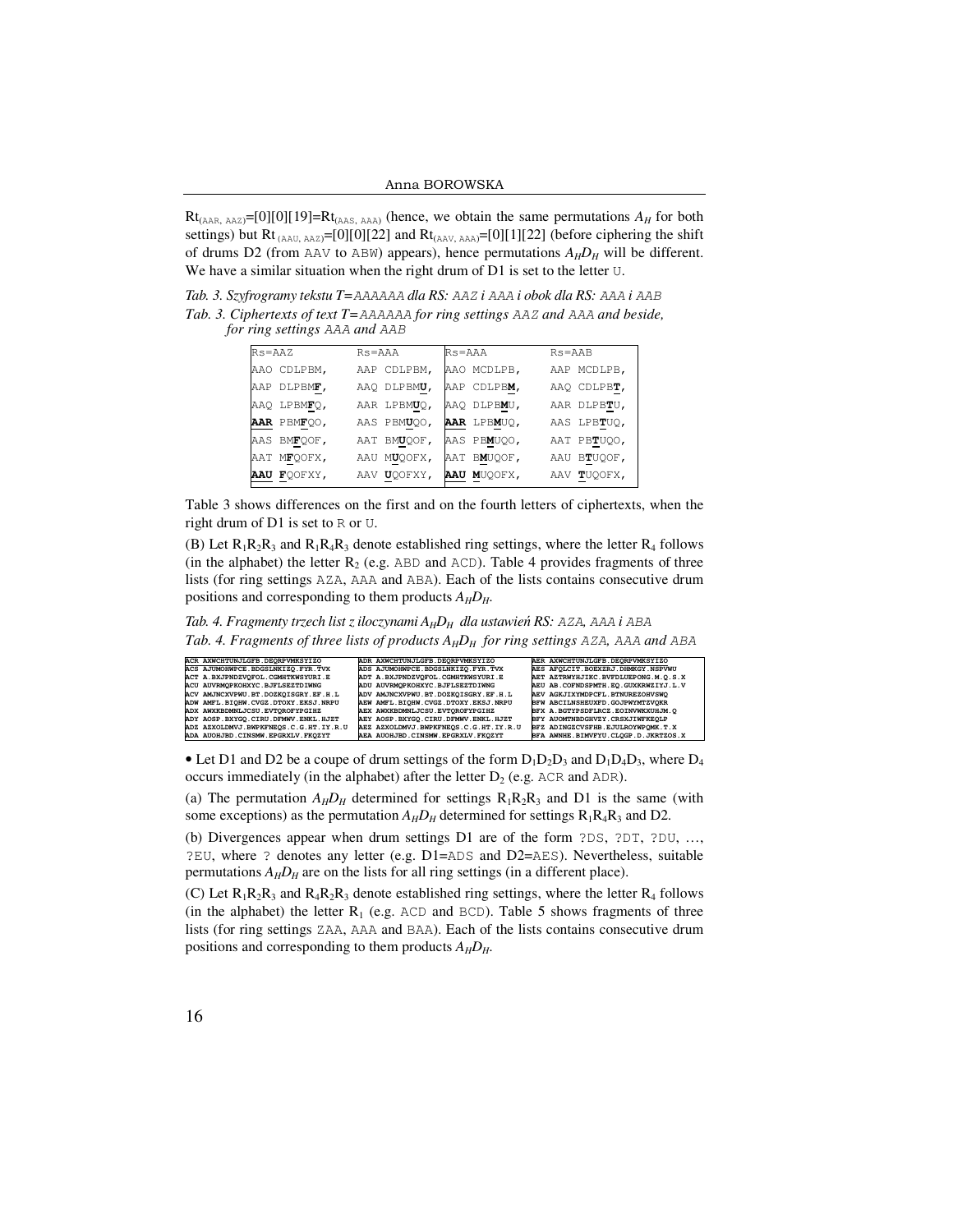$Rt_{(AAR, AAZ)}$=[0][0][19]=$Rt_{(AAS, AAA)}$ (hence, we obtain the same permutations $A_H$ for both settings) but $Rt_{(AAU, AAZ)}$=[0][0][22] and $Rt_{(AAV, AAA)}$=[0][1][22] (before ciphering the shift of drums D2 (from AAV to ABW) appears), hence permutations $A_H D_H$ will be different. We have a similar situation when the right drum of D1 is set to the letter U.

*Tab. 3. Szyfrogramy tekstu T=AAAAAA dla RS: AAZ i AAA i obok dla RS: AAA i AAB*

*Tab. 3. Ciphertexts of text T=AAAAAA for ring settings AAZ and AAA and beside, for ring settings AAA and AAB*

| Rs=AAZ | Rs=AAA | Rs=AAA | Rs=AAB |
|---|---|---|---|
| AAO CDLPBM, | AAP CDLPBM, | AAO MCDLPB, | AAP MCDLPB, |
| AAP DLPBM**F**, | AAQ DLPBM**U**, | AAP CDLPB**M**, | AAQ CDLPB**T**, |
| AAQ LPBM**F**Q, | AAR LPBM**U**Q, | AAQ DLPB**M**U, | AAR DLPB**T**U, |
| **AAR** PBM**F**QO, | AAS PBM**U**QO, | **AAR** LPB**M**UQ, | AAS LPB**T**UQ, |
| AAS BM**F**QOF, | AAT BM**U**QOF, | AAS PB**M**UQO, | AAT PB**T**UQO, |
| AAT M**F**QOFX, | AAU M**U**QOFX, | AAT B**M**UQOF, | AAU B**T**UQOF, |
| **AAU** **F**QOFXY, | AAV **U**QOFXY, | **AAU** **M**UQOFX, | AAV **T**UQOFX, |

Table 3 shows differences on the first and on the fourth letters of ciphertexts, when the right drum of D1 is set to R or U.

(B) Let $R_1R_2R_3$ and $R_1R_4R_3$ denote established ring settings, where the letter $R_4$ follows (in the alphabet) the letter $R_2$ (e.g. ABD and ACD). Table 4 provides fragments of three lists (for ring settings AZA, AAA and ABA). Each of the lists contains consecutive drum positions and corresponding to them products $A_H D_H$.

*Tab. 4. Fragmenty trzech list z iloczynami $A_H D_H$ dla ustawień RS: AZA, AAA i ABA*

*Tab. 4. Fragments of three lists of products $A_H D_H$ for ring settings AZA, AAA and ABA*

| AZA | AAA | ABA |
|---|---|---|
| ACR AXWCHTUNJLGFB.DEQRPVMKSYIZO | ADR AXWCHTUNJLGFB.DEQRPVMKSYIZO | AER AXWCHTUNJLGFB.DEQRPVMKSYIZO |
| ACS AJUMOHWFCE.BDGSLNKIZQ.FYR.TVX | ADS AJUMOHWFCE.BDGSLNKIZQ.FYR.TVX | AES AFQLCIT.BOEXZRJ.DHMKGY.NSPVWU |
| ACT A.BXJPNDZVQFOL.CGMHTKWSYURI.E | ADT A.BXJPNDZVQFOL.CGMHTKWSYURI.E | AET AZTRWYHJIKC.BVFDLUEPONG.M.Q.S.X |
| ACU AUVRMQPKOHXYC.BJFLSEZTDIWNG | ADU AUVRMQPKOHXYC.BJFLSEZTDIWNG | AEU AB.COFNDSPMTH.EQ.GUXKRWZIYJ.L.V |
| ACV AMJNCXVPWU.BT.DOZKQISGRY.EF.H.L | ADV AMJNCXVPWU.BT.DOZKQISGRY.EF.H.L | AEV AGKJIXYMDPCFL.BTNUREZOHVSWQ |
| ADW AMFL.BIQHW.CVGZ.DTOXY.EKSJ.NRPU | AEW AMFL.BIQHW.CVGZ.DTOXY.EKSJ.NRPU | BFW ABCILNSHEUXFD.GOJPWYMTZVQKR |
| ADX AWXKBDMNLJCSU.EVTQROFYPGIHZ | AEX AWXKBDMNLJCSU.EVTQROFYPGIHZ | BFX A.BGTYPSDFLRCZ.EOINVWKXUHJM.Q |
| ADY AOSP.BXYGQ.CIRU.DFMWV.ENKL.HJZT | AEY AOSP.BXYGQ.CIRU.DFMWV.ENKL.HJZT | BFY AUOMTNBDGHVZY.CRSXJIWFKEQLP |
| ADZ AZXOLDMVJ.BWPKFNEQS.C.G.HT.IY.R.U | AEZ AZXOLDMVJ.BWPKFNEQS.C.G.HT.IY.R.U | BFZ ADINGZCVSFHB.EJULROYWPQMK.T.X |
| ADA AUOHJBD.CINSMW.EPGRXLV.FKQZYT | AEA AUOHJBD.CINSMW.EPGRXLV.FKQZYT | BFA AWNHE.BIMVFYU.CLQGP.D.JKRTZOS.X |

• Let D1 and D2 be a coupe of drum settings of the form $D_1D_2D_3$ and $D_1D_4D_3$, where $D_4$ occurs immediately (in the alphabet) after the letter $D_2$ (e.g. ACR and ADR).

(a) The permutation $A_H D_H$ determined for settings $R_1R_2R_3$ and D1 is the same (with some exceptions) as the permutation $A_H D_H$ determined for settings $R_1R_4R_3$ and D2.

(b) Divergences appear when drum settings D1 are of the form ?DS, ?DT, ?DU, …, ?EU, where ? denotes any letter (e.g. D1=ADS and D2=AES). Nevertheless, suitable permutations $A_H D_H$ are on the lists for all ring settings (in a different place).

(C) Let $R_1R_2R_3$ and $R_4R_2R_3$ denote established ring settings, where the letter $R_4$ follows (in the alphabet) the letter $R_1$ (e.g. ACD and BCD). Table 5 shows fragments of three lists (for ring settings ZAA, AAA and BAA). Each of the lists contains consecutive drum positions and corresponding to them products $A_H D_H$.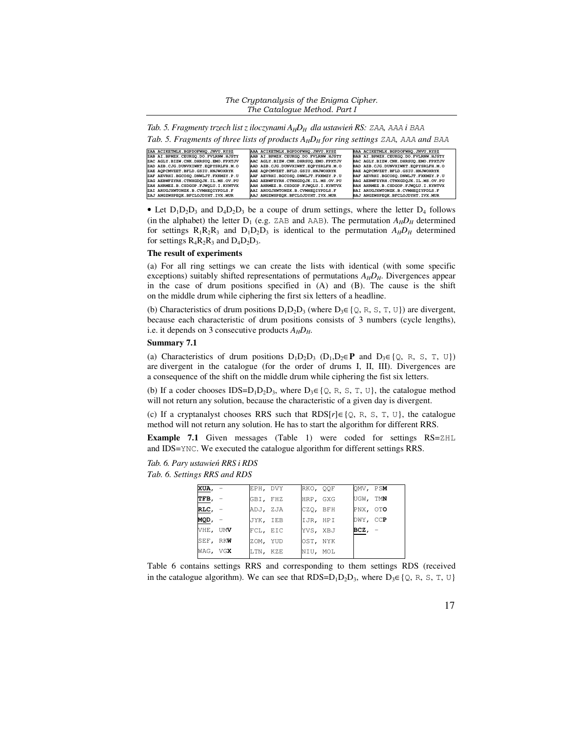*Tab. 5. Fragmenty trzech list z iloczynami $A_HD_H$ dla ustawień RS: ZAA, AAA i BAA*

*Tab. 5. Fragments of three lists of products $A_HD_H$ for ring settings ZAA, AAA and BAA*

| | | |
|---|---|---|
| ZAA ACIKETMLX.BGPDOFWHQ.JNVU.RYSZ | AAA ACIKETMLX.BGPDOFWHQ.JNVU.RYSZ | BAA ACIKETMLX.BGPDOFWHQ.JNVU.RYSZ |
| ZAB AI.BPMZX.CEUKGQ.DO.FVLRNW.HJSTY | AAB AI.BPMZX.CEUKGQ.DO.FVLRNW.HJSTY | BAB AI.BPMZX.CEUKGQ.DO.FVLRNW.HJSTY |
| ZAC AGLY.BIZW.CNK.DHRSUQ.EMO.FPXTJV | AAC AGLY.BIZW.CNK.DHRSUQ.EMO.FPXTJV | BAC AGLY.BIZW.CNK.DHRSUQ.EMO.FPXTJV |
| ZAD AZB.CJG.DUNVXIWKT.EQPYSRLFH.M.O | AAD AZB.CJG.DUNVXIWKT.EQPYSRLFH.M.O | BAD AZB.CJG.DUNVXIWKT.EQPYSRLFH.M.O |
| ZAE AQPCMVZET.BFLD.GSIU.HNJWOXRYK | AAE AQPCMVZET.BFLD.GSIU.HNJWOXRYK | BAE AQPCMVZET.BFLD.GSIU.HNJWOXRYK |
| ZAF AEVRHI.BGCOSQ.DNWLJT.FXKMZY.P.U | AAF AEVRHI.BGCOSQ.DNWLJT.FXKMZY.P.U | BAF AEVRHI.BGCOSQ.DNWLJT.FXKMZY.P.U |
| ZAG AEBWFZYRH.CTNXGDQJK.IL.MS.OV.PU | AAG AEBWFZYRH.CTNXGDQJK.IL.MS.OV.PU | BAG AEBWFZYRH.CTNXGDQJK.IL.MS.OV.PU |
| ZAH AHRMEZ.B.CSDGOP.FJWQLU.I.KYNTVX | AAH AHRMEZ.B.CSDGOP.FJWQLU.I.KYNTVX | BAH AHRMEZ.B.CSDGOP.FJWQLU.I.KYNTVX |
| ZAI ARUGJXWTONZK.B.CVMHEQIYPDLS.F | AAI ARUGJXWTONZK.B.CVMHEQIYPDLS.F | BAI ARUGJXWTONZK.B.CVMHEQIYPDLS.F |
| ZAJ ANGZWSPEQK.BFCLOJDYHT.IVX.MUR | AAJ ANGZWSPEQK.BFCLOJDYHT.IVX.MUR | BAJ ANGZWSPEQK.BFCLOJDYHT.IVX.MUR |

• Let $D_1D_2D_3$ and $D_4D_2D_3$ be a coupe of drum settings, where the letter $D_4$ follows (in the alphabet) the letter $D_1$ (e.g. ZAB and AAB). The permutation $A_HD_H$ determined for settings $R_1R_2R_3$ and $D_1D_2D_3$ is identical to the permutation $A_HD_H$ determined for settings $R_4R_2R_3$ and $D_4D_2D_3$.

**The result of experiments**

(a) For all ring settings we can create the lists with identical (with some specific exceptions) suitably shifted representations of permutations $A_HD_H$. Divergences appear in the case of drum positions specified in (A) and (B). The cause is the shift on the middle drum while ciphering the first six letters of a headline.

(b) Characteristics of drum positions $D_1D_2D_3$ (where $D_3\in\{$Q, R, S, T, U$\}$) are divergent, because each characteristic of drum positions consists of 3 numbers (cycle lengths), i.e. it depends on 3 consecutive products $A_HD_H$.

**Summary 7.1**

(a) Characteristics of drum positions $D_1D_2D_3$ ($D_1,D_2\in\mathbf{P}$ and $D_3\in\{$Q, R, S, T, U$\}$) are divergent in the catalogue (for the order of drums I, II, III). Divergences are a consequence of the shift on the middle drum while ciphering the fist six letters.

(b) If a coder chooses IDS=$D_1D_2D_3$, where $D_3\in\{$Q, R, S, T, U$\}$, the catalogue method will not return any solution, because the characteristic of a given day is divergent.

(c) If a cryptanalyst chooses RRS such that RDS$[r]\in\{$Q, R, S, T, U$\}$, the catalogue method will not return any solution. He has to start the algorithm for different RRS.

**Example 7.1** Given messages (Table 1) were coded for settings RS=ZHL and IDS=YNC. We executed the catalogue algorithm for different settings RRS.

*Tab. 6. Pary ustawień RRS i RDS*

*Tab. 6. Settings RRS and RDS*

| | | | |
|---|---|---|---|
| **XUA**, – | EPH, DVY | RKO, QQF | QMV, PS**M** |
| **TFB**, – | GBI, FHZ | HRP, GXG | UGW, TM**N** |
| **RLC**, – | ADJ, ZJA | CZQ, BFH | PNX, OT**O** |
| **MQD**, – | JYK, IEB | IJR, HPI | DWY, CC**P** |
| VHE, UM**V** | FCL, EIC | YVS, XBJ | **BCZ**, – |
| SEF, RK**W** | ZOM, YUD | OST, NYK | |
| WAG, VG**X** | LTN, KZE | NIU, MOL | |

Table 6 contains settings RRS and corresponding to them settings RDS (received in the catalogue algorithm). We can see that RDS=$D_1D_2D_3$, where $D_3\in\{$Q, R, S, T, U$\}$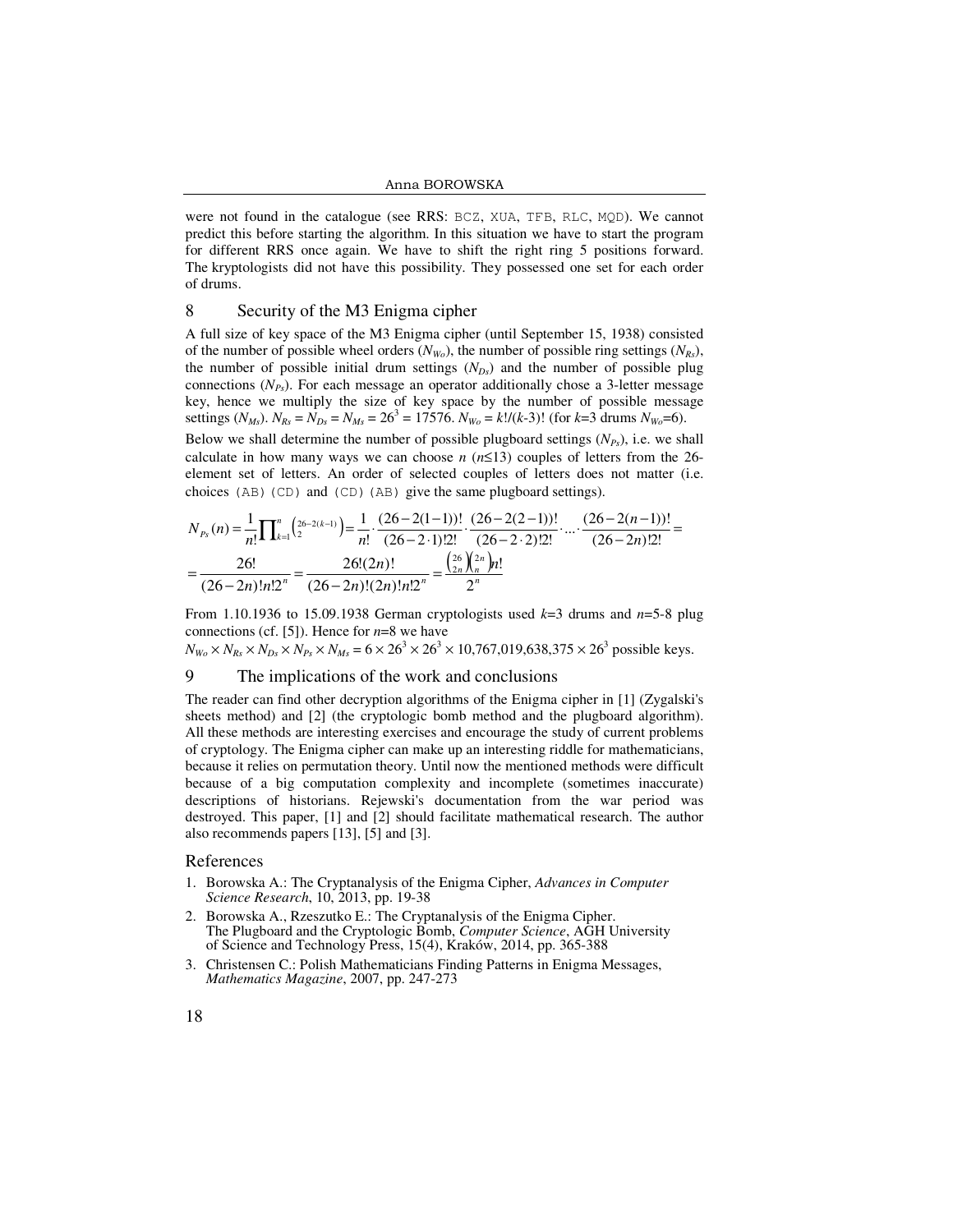were not found in the catalogue (see RRS: BCZ, XUA, TFB, RLC, MQD). We cannot predict this before starting the algorithm. In this situation we have to start the program for different RRS once again. We have to shift the right ring 5 positions forward. The kryptologists did not have this possibility. They possessed one set for each order of drums.

## 8 Security of the M3 Enigma cipher

A full size of key space of the M3 Enigma cipher (until September 15, 1938) consisted of the number of possible wheel orders ($N_{Wo}$), the number of possible ring settings ($N_{Rs}$), the number of possible initial drum settings ($N_{Ds}$) and the number of possible plug connections ($N_{Ps}$). For each message an operator additionally chose a 3-letter message key, hence we multiply the size of key space by the number of possible message settings ($N_{Ms}$). $N_{Rs} = N_{Ds} = N_{Ms} = 26^3 = 17576$. $N_{Wo} = k!/(k\text{-}3)!$ (for $k$=3 drums $N_{Wo}$=6).

Below we shall determine the number of possible plugboard settings ($N_{Ps}$), i.e. we shall calculate in how many ways we can choose $n$ ($n \le 13$) couples of letters from the 26-element set of letters. An order of selected couples of letters does not matter (i.e. choices (AB)(CD) and (CD)(AB) give the same plugboard settings).

$$N_{Ps}(n) = \frac{1}{n!}\prod_{k=1}^{n}\binom{26-2(k-1)}{2} = \frac{1}{n!}\cdot\frac{(26-2(1-1))!}{(26-2\cdot 1)!2!}\cdot\frac{(26-2(2-1))!}{(26-2\cdot 2)!2!}\cdot\ldots\cdot\frac{(26-2(n-1))!}{(26-2n)!2!} =$$

$$= \frac{26!}{(26-2n)!n!2^n} = \frac{26!(2n)!}{(26-2n)!(2n)!n!2^n} = \frac{\binom{26}{2n}\binom{2n}{n}n!}{2^n}$$

From 1.10.1936 to 15.09.1938 German cryptologists used $k$=3 drums and $n$=5-8 plug connections (cf. [5]). Hence for $n$=8 we have

$N_{Wo} \times N_{Rs} \times N_{Ds} \times N_{Ps} \times N_{Ms} = 6 \times 26^3 \times 26^3 \times 10{,}767{,}019{,}638{,}375 \times 26^3$ possible keys.

## 9 The implications of the work and conclusions

The reader can find other decryption algorithms of the Enigma cipher in [1] (Zygalski's sheets method) and [2] (the cryptologic bomb method and the plugboard algorithm). All these methods are interesting exercises and encourage the study of current problems of cryptology. The Enigma cipher can make up an interesting riddle for mathematicians, because it relies on permutation theory. Until now the mentioned methods were difficult because of a big computation complexity and incomplete (sometimes inaccurate) descriptions of historians. Rejewski's documentation from the war period was destroyed. This paper, [1] and [2] should facilitate mathematical research. The author also recommends papers [13], [5] and [3].

## References

1. Borowska A.: The Cryptanalysis of the Enigma Cipher, *Advances in Computer Science Research*, 10, 2013, pp. 19-38
2. Borowska A., Rzeszutko E.: The Cryptanalysis of the Enigma Cipher. The Plugboard and the Cryptologic Bomb, *Computer Science*, AGH University of Science and Technology Press, 15(4), Kraków, 2014, pp. 365-388
3. Christensen C.: Polish Mathematicians Finding Patterns in Enigma Messages, *Mathematics Magazine*, 2007, pp. 247-273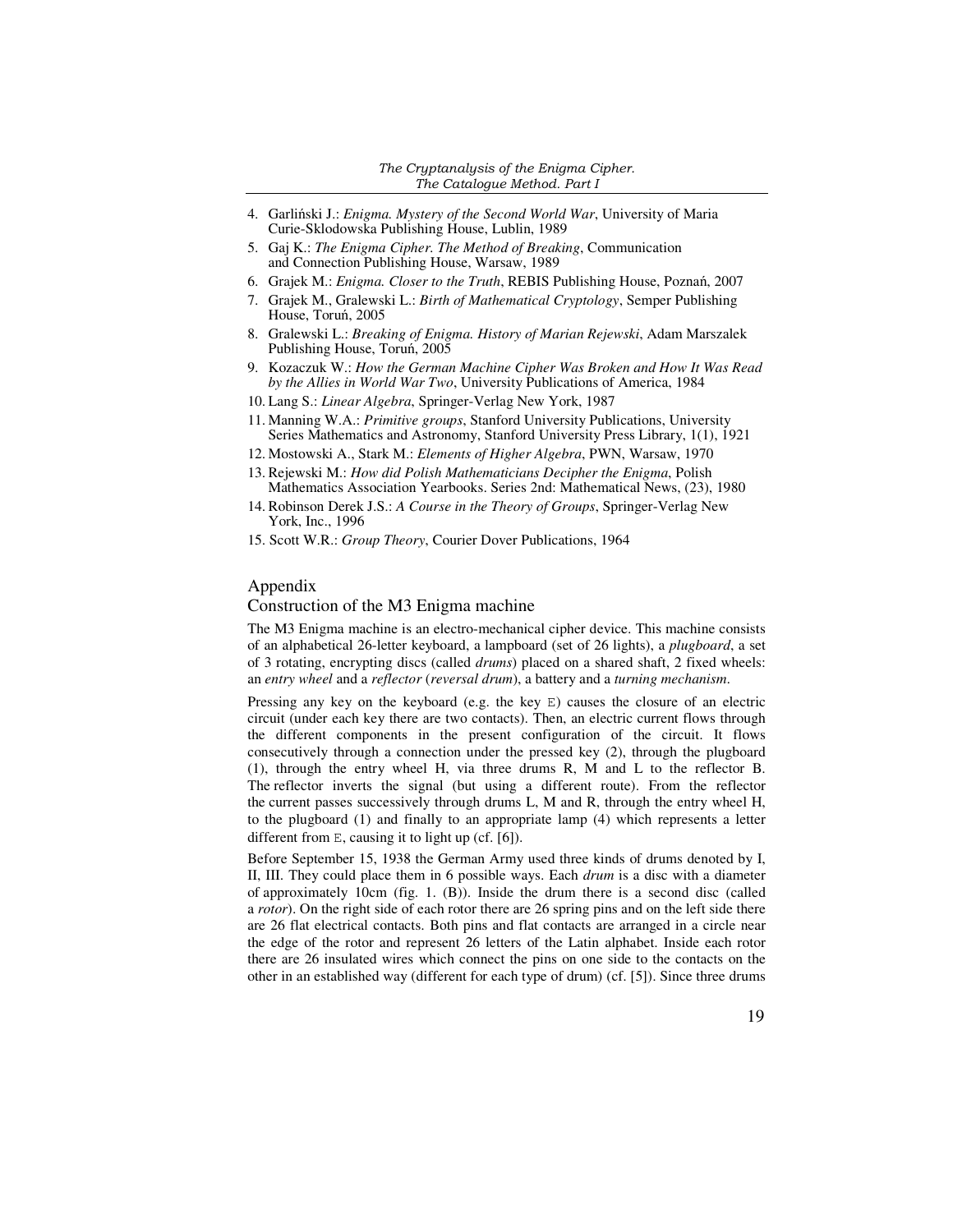4. Garliński J.: *Enigma. Mystery of the Second World War*, University of Maria Curie-Sklodowska Publishing House, Lublin, 1989
5. Gaj K.: *The Enigma Cipher. The Method of Breaking*, Communication and Connection Publishing House, Warsaw, 1989
6. Grajek M.: *Enigma. Closer to the Truth*, REBIS Publishing House, Poznań, 2007
7. Grajek M., Gralewski L.: *Birth of Mathematical Cryptology*, Semper Publishing House, Toruń, 2005
8. Gralewski L.: *Breaking of Enigma. History of Marian Rejewski*, Adam Marszalek Publishing House, Toruń, 2005
9. Kozaczuk W.: *How the German Machine Cipher Was Broken and How It Was Read by the Allies in World War Two*, University Publications of America, 1984
10. Lang S.: *Linear Algebra*, Springer-Verlag New York, 1987
11. Manning W.A.: *Primitive groups*, Stanford University Publications, University Series Mathematics and Astronomy, Stanford University Press Library, 1(1), 1921
12. Mostowski A., Stark M.: *Elements of Higher Algebra*, PWN, Warsaw, 1970
13. Rejewski M.: *How did Polish Mathematicians Decipher the Enigma*, Polish Mathematics Association Yearbooks. Series 2nd: Mathematical News, (23), 1980
14. Robinson Derek J.S.: *A Course in the Theory of Groups*, Springer-Verlag New York, Inc., 1996
15. Scott W.R.: *Group Theory*, Courier Dover Publications, 1964

## Appendix

### Construction of the M3 Enigma machine

The M3 Enigma machine is an electro-mechanical cipher device. This machine consists of an alphabetical 26-letter keyboard, a lampboard (set of 26 lights), a *plugboard*, a set of 3 rotating, encrypting discs (called *drums*) placed on a shared shaft, 2 fixed wheels: an *entry wheel* and a *reflector* (*reversal drum*), a battery and a *turning mechanism*.

Pressing any key on the keyboard (e.g. the key `E`) causes the closure of an electric circuit (under each key there are two contacts). Then, an electric current flows through the different components in the present configuration of the circuit. It flows consecutively through a connection under the pressed key (2), through the plugboard (1), through the entry wheel H, via three drums R, M and L to the reflector B. The reflector inverts the signal (but using a different route). From the reflector the current passes successively through drums L, M and R, through the entry wheel H, to the plugboard (1) and finally to an appropriate lamp (4) which represents a letter different from `E`, causing it to light up (cf. [6]).

Before September 15, 1938 the German Army used three kinds of drums denoted by I, II, III. They could place them in 6 possible ways. Each *drum* is a disc with a diameter of approximately 10cm (fig. 1. (B)). Inside the drum there is a second disc (called a *rotor*). On the right side of each rotor there are 26 spring pins and on the left side there are 26 flat electrical contacts. Both pins and flat contacts are arranged in a circle near the edge of the rotor and represent 26 letters of the Latin alphabet. Inside each rotor there are 26 insulated wires which connect the pins on one side to the contacts on the other in an established way (different for each type of drum) (cf. [5]). Since three drums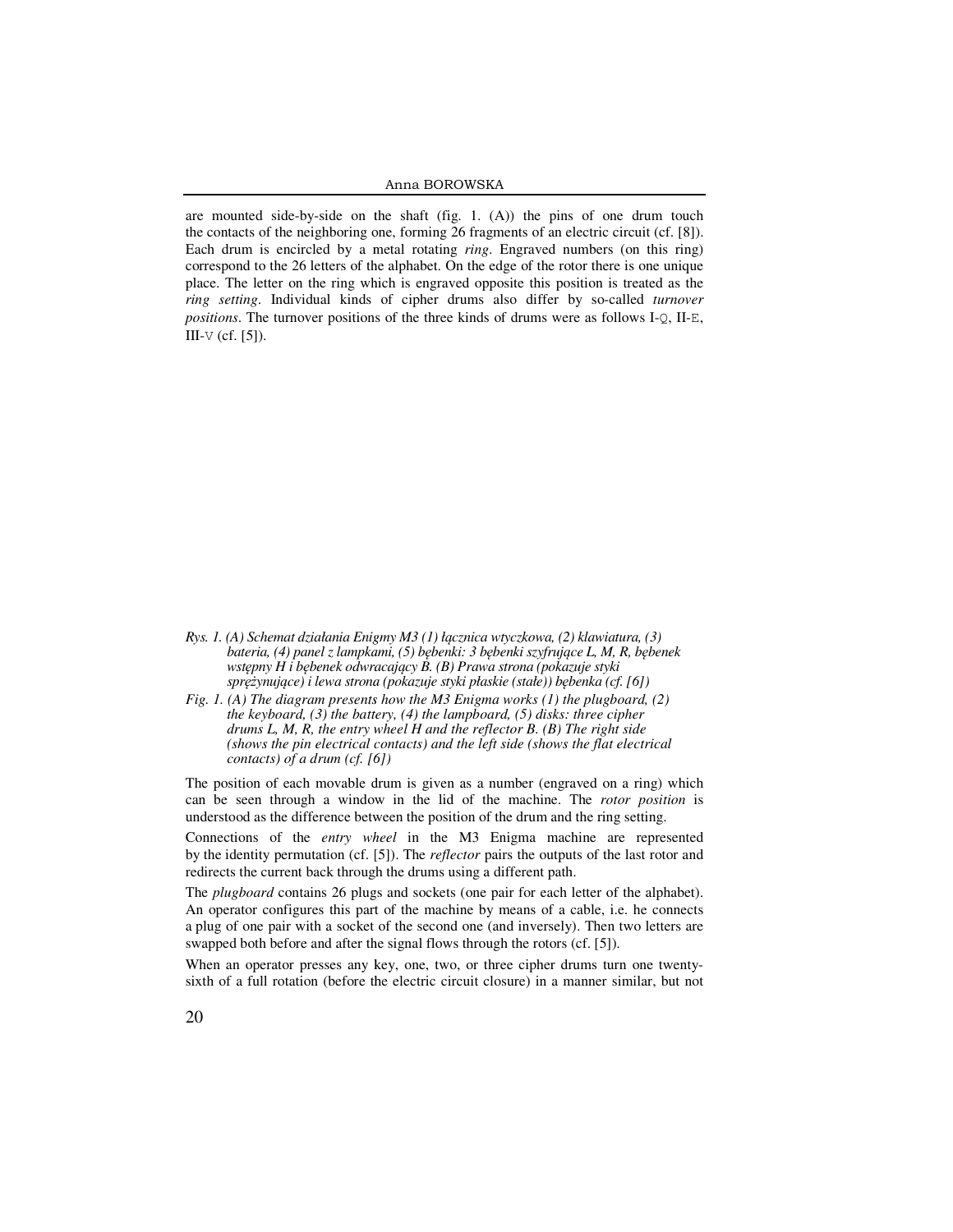are mounted side-by-side on the shaft (fig. 1. (A)) the pins of one drum touch the contacts of the neighboring one, forming 26 fragments of an electric circuit (cf. [8]). Each drum is encircled by a metal rotating *ring*. Engraved numbers (on this ring) correspond to the 26 letters of the alphabet. On the edge of the rotor there is one unique place. The letter on the ring which is engraved opposite this position is treated as the *ring setting*. Individual kinds of cipher drums also differ by so-called *turnover positions*. The turnover positions of the three kinds of drums were as follows I-Q, II-E, III-V (cf. [5]).

*Rys. 1. (A) Schemat działania Enigmy M3 (1) łącznica wtyczkowa, (2) klawiatura, (3) bateria, (4) panel z lampkami, (5) bębenki: 3 bębenki szyfrujące L, M, R, bębenek wstępny H i bębenek odwracający B. (B) Prawa strona (pokazuje styki sprężynujące) i lewa strona (pokazuje styki płaskie (stałe)) bębenka (cf. [6])*

*Fig. 1. (A) The diagram presents how the M3 Enigma works (1) the plugboard, (2) the keyboard, (3) the battery, (4) the lampboard, (5) disks: three cipher drums L, M, R, the entry wheel H and the reflector B. (B) The right side (shows the pin electrical contacts) and the left side (shows the flat electrical contacts) of a drum (cf. [6])*

The position of each movable drum is given as a number (engraved on a ring) which can be seen through a window in the lid of the machine. The *rotor position* is understood as the difference between the position of the drum and the ring setting.

Connections of the *entry wheel* in the M3 Enigma machine are represented by the identity permutation (cf. [5]). The *reflector* pairs the outputs of the last rotor and redirects the current back through the drums using a different path.

The *plugboard* contains 26 plugs and sockets (one pair for each letter of the alphabet). An operator configures this part of the machine by means of a cable, i.e. he connects a plug of one pair with a socket of the second one (and inversely). Then two letters are swapped both before and after the signal flows through the rotors (cf. [5]).

When an operator presses any key, one, two, or three cipher drums turn one twenty-sixth of a full rotation (before the electric circuit closure) in a manner similar, but not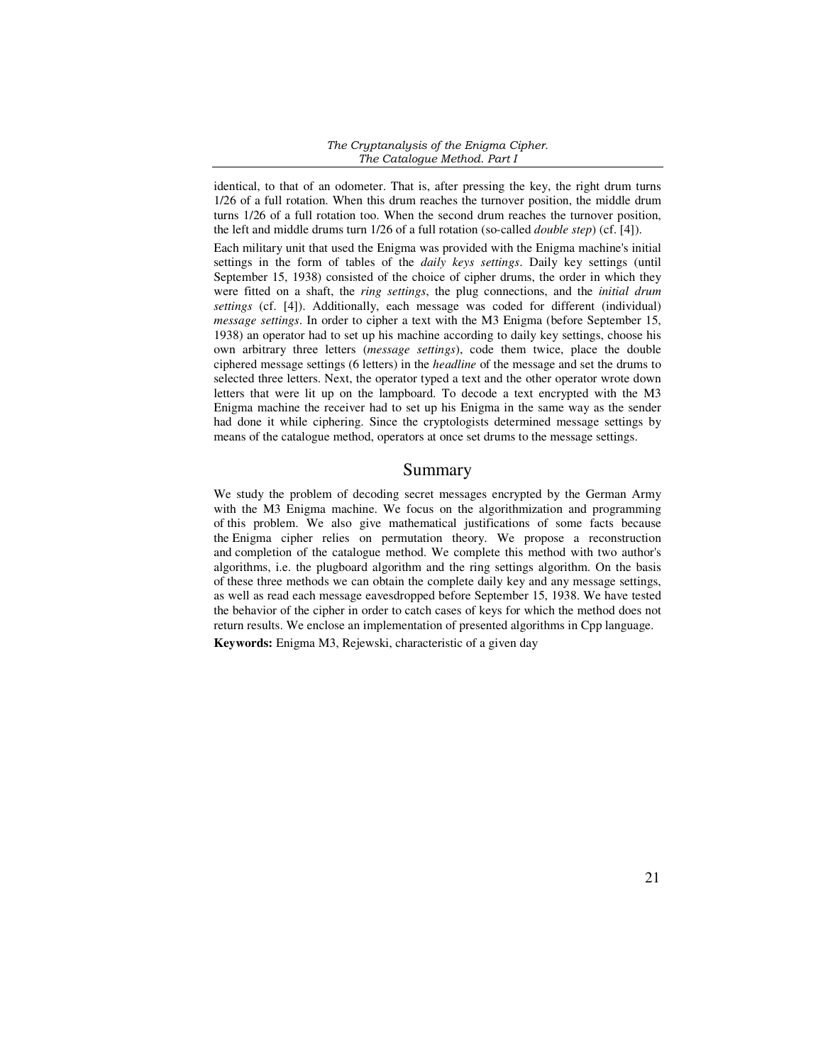identical, to that of an odometer. That is, after pressing the key, the right drum turns 1/26 of a full rotation. When this drum reaches the turnover position, the middle drum turns 1/26 of a full rotation too. When the second drum reaches the turnover position, the left and middle drums turn 1/26 of a full rotation (so-called *double step*) (cf. [4]).

Each military unit that used the Enigma was provided with the Enigma machine's initial settings in the form of tables of the *daily keys settings*. Daily key settings (until September 15, 1938) consisted of the choice of cipher drums, the order in which they were fitted on a shaft, the *ring settings*, the plug connections, and the *initial drum settings* (cf. [4]). Additionally, each message was coded for different (individual) *message settings*. In order to cipher a text with the M3 Enigma (before September 15, 1938) an operator had to set up his machine according to daily key settings, choose his own arbitrary three letters (*message settings*), code them twice, place the double ciphered message settings (6 letters) in the *headline* of the message and set the drums to selected three letters. Next, the operator typed a text and the other operator wrote down letters that were lit up on the lampboard. To decode a text encrypted with the M3 Enigma machine the receiver had to set up his Enigma in the same way as the sender had done it while ciphering. Since the cryptologists determined message settings by means of the catalogue method, operators at once set drums to the message settings.

## Summary

We study the problem of decoding secret messages encrypted by the German Army with the M3 Enigma machine. We focus on the algorithmization and programming of this problem. We also give mathematical justifications of some facts because the Enigma cipher relies on permutation theory. We propose a reconstruction and completion of the catalogue method. We complete this method with two author's algorithms, i.e. the plugboard algorithm and the ring settings algorithm. On the basis of these three methods we can obtain the complete daily key and any message settings, as well as read each message eavesdropped before September 15, 1938. We have tested the behavior of the cipher in order to catch cases of keys for which the method does not return results. We enclose an implementation of presented algorithms in Cpp language.

**Keywords:** Enigma M3, Rejewski, characteristic of a given day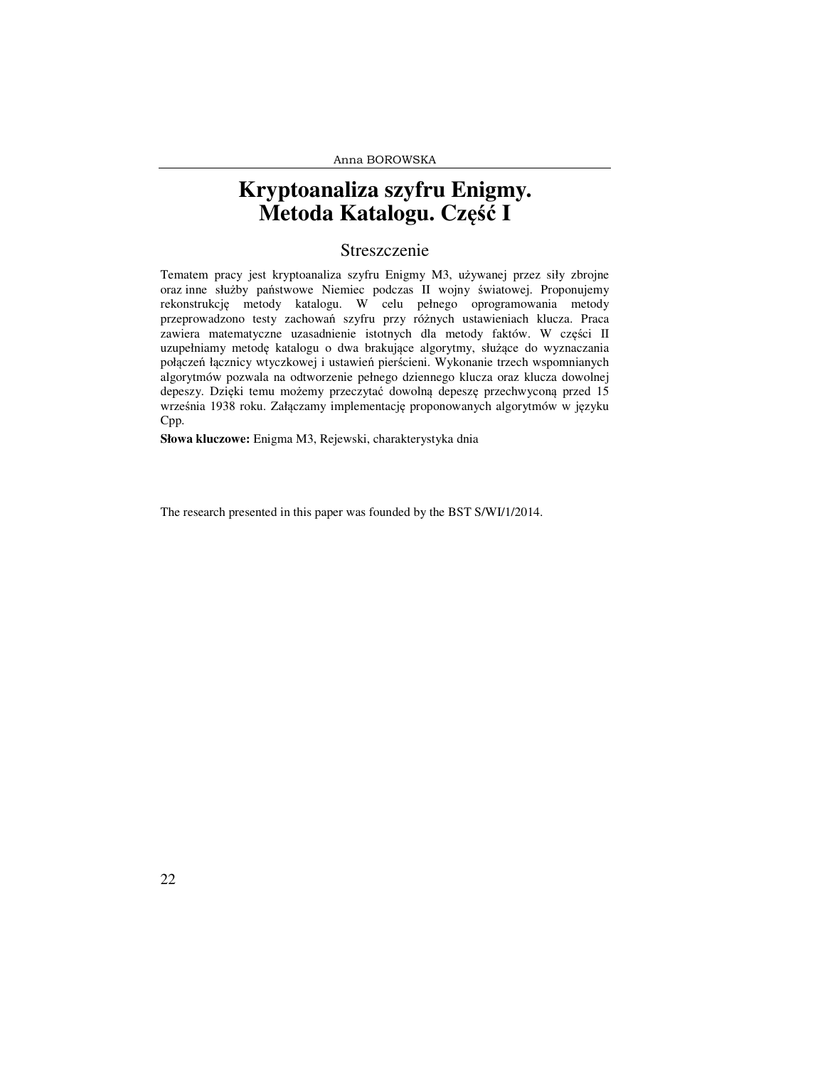Anna BOROWSKA

# Kryptoanaliza szyfru Enigmy. Metoda Katalogu. Część I

## Streszczenie

Tematem pracy jest kryptoanaliza szyfru Enigmy M3, używanej przez siły zbrojne oraz inne służby państwowe Niemiec podczas II wojny światowej. Proponujemy rekonstrukcję metody katalogu. W celu pełnego oprogramowania metody przeprowadzono testy zachowań szyfru przy różnych ustawieniach klucza. Praca zawiera matematyczne uzasadnienie istotnych dla metody faktów. W części II uzupełniamy metodę katalogu o dwa brakujące algorytmy, służące do wyznaczania połączeń łącznicy wtyczkowej i ustawień pierścieni. Wykonanie trzech wspomnianych algorytmów pozwala na odtworzenie pełnego dziennego klucza oraz klucza dowolnej depeszy. Dzięki temu możemy przeczytać dowolną depeszę przechwyconą przed 15 września 1938 roku. Załączamy implementację proponowanych algorytmów w języku Cpp.

**Słowa kluczowe:** Enigma M3, Rejewski, charakterystyka dnia

The research presented in this paper was founded by the BST S/WI/1/2014.